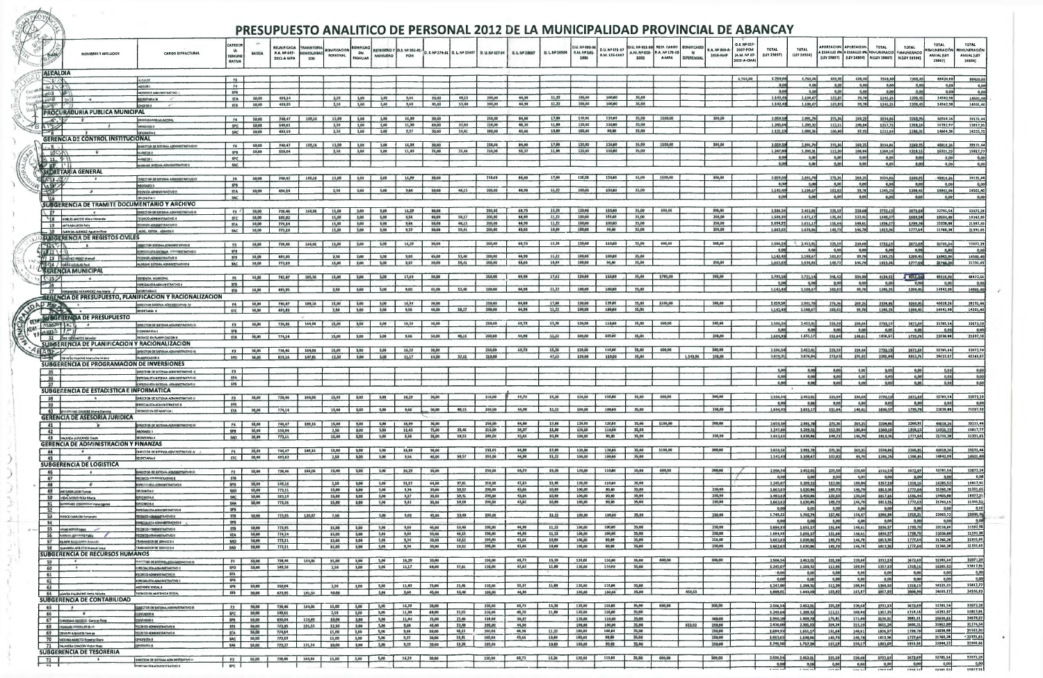# PRESUPUESTO ANALITICO DE PERSONAL 2012 DE LA MUNICIPALIDAD PROVINCIAL DE ABANCAY

| PLAZA | NOMBRES Y APELLIDOS | CARGO ESTRUCTURAL | CATEGORIA REMUNERATIVA | BASICA | REUNIFICADA R.A. Nº 647-2011-A-MPA | TRANSITORIA HOMOLOGACION | BONIFICACION PERSONAL | BONIFICACION FAMILIAR | REFRIGERIO Y MOVILIDAD | D.S. Nº 051-91-PCM | D.S. Nº 276-91 | D.L. Nº 25697 | D.U. Nº 037-94 | D.L. Nº 25897 | D.L. Nº 26504 | D.U. Nº 090-96 R.M. Nº 161-1996 | D.U. Nº 073-97 R.M. 133-1997 | D.U. Nº 011-99 A.M. Nº 019-2000 | RESP. CARGO R.A. Nº 176-03 A-MPA | BONIFICACION DIFERENCIAL | R.A. Nº 890-A-2010-AMP | D.S. Nº 027-2007-PCM (A.M. Nº 07-2001-A-CMA) | TOTAL (LEY 29897) | TOTAL (LEY 26504) | APORTACION A ESSALUD 9% (LEY 29897) | APORTACION A ESSALUD 9% (LEY 26504) | TOTAL REMUNERACION (LEY 29897) | TOTAL REMUNERACION (LEY 26504) | TOTAL REMUNERACION ANUAL (LEY 29897) | TOTAL REMUNERACION ANUAL (LEY 26504) |
|---|---|---|---|---|---|---|---|---|---|---|---|---|---|---|---|---|---|---|---|---|---|---|---|---|---|---|---|---|---|---|
| **ALCALDIA** | | | | | | | | | | | | | | | | | | | | | | | | | | | | | | |
| 1 | | ALCALDE | F6 | | | | | | | | | | | | | | | | | | | 6.760,00 | 6.760,00 | 6.760,00 | 608,40 | 608,40 | 7368,40 | 7368,40 | 88420,80 | 88420,80 |
| 2 | | ASESOR I | F4 | | | | | | | | | | | | | | | | | | | | 0,00 | 0,00 | 0,00 | 0,00 | 0,00 | 0,00 | 0,00 | 0,00 |
| 3 | | ASISTENTE ADMINISTRATIVO I | SPB | | | | | | | | | | | | | | | | | | | | 0,00 | 0,00 | 0,00 | 0,00 | 0,00 | 0,00 | 0,00 | 0,00 |
| 4 | | SECRETARIA III | STA | 50,00 | 493,14 | | 2,50 | 3,00 | 5,00 | 9,64 | 50,00 | 48,15 | 200,00 | 64,98 | 11,22 | 100,00 | 100,00 | 35,00 | | | | | 1.142,49 | 1.108,67 | 102,82 | 99,78 | 1245,25 | 1208,45 | 14942,98 | 14501,40 |
| 5 | | CHOFER II | STB | 50,00 | 493,05 | | 2,50 | 3,00 | 5,00 | 9,60 | 45,00 | 53,40 | 200,00 | 64,98 | 11,22 | 100,00 | 100,00 | 35,00 | | | | | 1.142,49 | 1.108,67 | 102,82 | 99,78 | 1245,25 | 1208,45 | 14942,98 | 14501,40 |
| **PROCURADURIA PUBLICA MUNICIPAL** | | | | | | | | | | | | | | | | | | | | | | | | | | | | | | |
| 6 | | PROCURADOR MUNICIPAL | F4 | 50,00 | 740,47 | 189,16 | 15,00 | 3,00 | 5,00 | 16,99 | 30,00 | | 250,00 | 84,88 | 17,88 | 120,00 | 120,00 | 35,00 | 1100,00 | | 300,00 | | 3.059,50 | 2.991,79 | 275,36 | 269,26 | 3334,86 | 3260,95 | 40018,26 | 39131,44 |
| 7 | | ABOGADO I | SPC | 50,00 | 549,61 | | 2,50 | 3,00 | 5,00 | 11,36 | 69,00 | 37,61 | 210,00 | 48,30 | 11,88 | 120,00 | 110,00 | 35,00 | | | | | 1.245,64 | 1.209,32 | 112,11 | 108,84 | 1357,75 | 1318,16 | 16292,97 | 15817,92 |
| 8 | | OFICINISTA I | SAC | 50,00 | 493,19 | | 2,50 | 3,00 | 5,00 | 9,37 | 30,00 | 59,41 | 200,00 | 43,66 | 10,89 | 100,00 | 90,00 | 35,00 | | | | | 1.121,13 | 1.085,36 | 100,90 | 97,55 | 1222,03 | 1183,31 | 14664,36 | 14235,75 |
| **GERENCIA DE CONTROL INSTITUCIONAL** | | | | | | | | | | | | | | | | | | | | | | | | | | | | | | |
| 9 | | DIRECTOR DE SISTEMA ADMINISTRATIVO IV | F4 | 50,00 | 740,47 | 189,16 | 15,00 | 3,00 | 5,00 | 16,99 | 30,00 | | 250,00 | 84,88 | 17,88 | 120,00 | 120,00 | 35,00 | 1100,00 | | 300,00 | | 3.059,50 | 2.991,79 | 275,36 | 269,26 | 3334,86 | 3260,95 | 40018,26 | 39131,44 |
| 10 | | AUDITOR I | SPB | 50,00 | 550,04 | | 2,50 | 3,00 | 5,00 | 11,43 | 75,00 | 25,46 | 210,00 | 50,37 | 11,88 | 120,00 | 110,00 | 35,00 | | | | | 1.247,80 | 1.209,31 | 112,30 | 108,84 | 1360,10 | 1318,15 | 16321,22 | 15817,77 |
| 11 | | AUDITOR I | SPC | | | | | | | | | | | | | | | | | | | | 0,00 | 0,00 | 0,00 | 0,00 | 0,00 | 0,00 | 0,00 | 0,00 |
| 12 | | AUXILIAR SISTEMA ADMINISTRATIVO II | SAC | | | | | | | | | | | | | | | | | | | | 0,00 | 0,00 | 0,00 | 0,00 | 0,00 | 0,00 | 0,00 | 0,00 |
| **SECRETARIA GENERAL** | | | | | | | | | | | | | | | | | | | | | | | | | | | | | | |
| 13 | | DIRECTOR DE SISTEMA ADMINISTRATIVO IV | F4 | 50,00 | 740,47 | 189,16 | 15,00 | 3,00 | 5,00 | 16,99 | 30,00 | | 250,00 | 84,88 | 17,88 | 120,00 | 120,00 | 35,00 | 1100,00 | | 300,00 | | 3.059,50 | 2.991,79 | 275,36 | 269,26 | 3334,86 | 3260,95 | 40018,26 | 39131,44 |
| 14 | | ABOGADO II | SPB | | | | | | | | | | | | | | | | | | | | 0,00 | 0,00 | 0,00 | 0,00 | 0,00 | 0,00 | 0,00 | 0,00 |
| 15 | | TECNICO ADMINISTRATIVO II | STA | 50,00 | 494,14 | | 2,50 | 3,00 | 5,00 | 9,66 | 50,00 | 48,15 | 200,00 | 64,98 | 11,22 | 100,00 | 100,00 | 35,00 | | | | | 1.142,49 | 1.108,67 | 102,82 | 99,78 | 1245,25 | 1208,45 | 14942,98 | 14501,40 |
| 16 | | OFICINISTA I | SAC | | | | | | | | | | | | | | | | | | | | 0,00 | 0,00 | 0,00 | 0,00 | 0,00 | 0,00 | 0,00 | 0,00 |
| **SUBGERENCIA DE TRAMITE DOCUMENTARIO Y ARCHIVO** | | | | | | | | | | | | | | | | | | | | | | | | | | | | | | |
| 17 | | DIRECTOR DE SISTEMA ADMINISTRATIVO III | F3 | 50,00 | 738,46 | 164,06 | 15,00 | 3,00 | 5,00 | 16,29 | 30,00 | | 250,00 | 69,73 | 15,30 | 120,00 | 110,00 | 35,00 | 600,00 | | 300,00 | | 2.506,54 | 2.452,01 | 225,59 | 220,68 | 2732,13 | 2672,69 | 32785,54 | 32072,29 |
| 18 | ROBLES ARCE Vilma Honorata | TECNICO ADMINISTRATIVO II | STC | 50,00 | 489,82 | | 15,00 | 3,00 | 5,00 | 9,56 | 40,00 | 58,57 | 200,00 | 64,98 | 11,22 | 100,00 | 100,00 | 35,00 | | | 250,00 | | 1.504,93 | 1.471,17 | 135,44 | 132,41 | 1640,37 | 1603,58 | 19684,48 | 19243,00 |
| 19 | ARTEAGA LEON Feis | TECNICO ADMINISTRATIVO I | STA | 50,00 | 774,14 | | 15,00 | 3,00 | 5,00 | 9,66 | 50,00 | 48,15 | 200,00 | 64,98 | 11,22 | 100,00 | 100,00 | 35,00 | | | 250,00 | | 1.694,95 | 1.651,17 | 152,55 | 148,61 | 1836,57 | 1799,78 | 22038,88 | 21597,30 |
| 20 | CARRION ALVAREZ Agustina Rosa | AUXIL. SISTEM. ADMINISTR. I | SAC | 50,00 | 773,19 | | 15,00 | 3,00 | 5,00 | 9,37 | 30,00 | 59,41 | 200,00 | 43,66 | 10,89 | 100,00 | 90,00 | 35,00 | | | 250,00 | | 1.663,63 | 1.630,86 | 149,73 | 146,78 | 1813,36 | 1777,64 | 21760,28 | 21331,65 |
| **SUBGERENCIA DE REGISTOS CIVILES** | | | | | | | | | | | | | | | | | | | | | | | | | | | | | | |
| 21 | | DIRECTOR DE SISTEMA ADMINISTRATIVO III | F3 | 50,00 | 738,46 | 164,06 | 15,00 | 3,00 | 5,00 | 16,29 | 30,00 | | 250,00 | 69,73 | 15,30 | 120,00 | 110,00 | 35,00 | 600,00 | | 300,00 | | 2.506,54 | 2.452,01 | 225,59 | 220,68 | 2732,13 | 2672,69 | 32785,54 | 32072,29 |
| 22 | | ESPECIALISTA SISTEMA ADMINISTRATIVO I | SPB | | | | | | | | | | | | | | | | | | | | 0,00 | 0,00 | 0,00 | 0,00 | 0,00 | 0,00 | 0,00 | 0,00 |
| 23 | SANCHEZ PEREZ Manuel | TECNICO ADMINISTRATIVO II | STB | 50,00 | 493,05 | | 2,50 | 3,00 | 5,00 | 9,60 | 45,00 | 53,40 | 200,00 | 64,98 | 11,22 | 100,00 | 100,00 | 35,00 | | | | | 1.142,49 | 1.108,67 | 102,82 | 99,78 | 1245,25 | 1208,45 | 14942,98 | 14501,40 |
| 24 | ORTIZ AGUILAR Raul | AUXILIAR SISTEMA ADMINISTRATIVO II | SAC | 50,00 | 773,19 | | 15,00 | 3,00 | 5,00 | 9,37 | 30,00 | 59,41 | 200,00 | 43,66 | 10,89 | 100,00 | 90,00 | 35,00 | | | 250,00 | | 1.663,63 | 1.630,86 | 149,73 | 146,78 | 1813,36 | 1777,64 | 21760,28 | 21331,65 |
| **GERENCIA MUNICIPAL** | | | | | | | | | | | | | | | | | | | | | | | | | | | | | | |
| 25 | | GERENTE MUNICIPAL | F5 | 50,00 | 742,47 | 205,36 | 15,00 | 3,00 | 5,00 | 17,69 | 30,00 | | 250,00 | 89,90 | 17,62 | 120,00 | 150,00 | 35,00 | 1750,00 | | 300,00 | | 3.799,50 | 3.721,14 | 341,42 | 334,90 | 4134,92 | 4056,04 | 49618,98 | 48672,51 |
| 26 | | ESPECIALISTA ADMINISTRATIVO II | SPB | | | | | | | | | | | | | | | | | | | | 0,00 | 0,00 | 0,00 | 0,00 | 0,00 | 0,00 | 0,00 | 0,00 |
| 27 | FERNANDEZ HERNANDEZ Ana Maria | SECRETARIA II | STB | 50,00 | 493,05 | | 2,50 | 3,00 | 5,00 | 9,60 | 45,00 | 53,40 | 200,00 | 64,98 | 11,22 | 100,00 | 100,00 | 35,00 | | | | | 1.142,49 | 1.108,67 | 102,82 | 99,78 | 1245,25 | 1208,45 | 14942,98 | 14501,40 |
| **GERENCIA DE PRESUPUESTO, PLANIFICACION Y RACIONALIZACION** | | | | | | | | | | | | | | | | | | | | | | | | | | | | | | |
| 28 | | DIRECTOR SISTEMA ADMINISTRATIVO IV | F4 | 50,00 | 740,47 | 189,16 | 15,00 | 3,00 | 5,00 | 16,99 | 30,00 | | 250,00 | 84,88 | 17,88 | 120,00 | 120,00 | 35,00 | 1100,00 | | 300,00 | | 3.059,50 | 2.991,79 | 275,36 | 269,26 | 3334,86 | 3260,95 | 40018,26 | 39131,44 |
| 29 | | SECRETARIA II | STC | 50,00 | 493,82 | | 2,50 | 3,00 | 5,00 | 9,56 | 40,00 | 58,57 | 200,00 | 64,98 | 11,22 | 100,00 | 100,00 | 35,00 | | | | | 1.142,49 | 1.108,67 | 102,82 | 99,78 | 1245,25 | 1208,45 | 14942,98 | 14501,40 |
| **SUBGERENCIA DE PRESUPUESTO** | | | | | | | | | | | | | | | | | | | | | | | | | | | | | | |
| 30 | | DIRECTOR DE SISTEMA ADMINISTRATIVO III | F3 | 50,00 | 738,46 | 164,06 | 15,00 | 3,00 | 5,00 | 16,29 | 30,00 | | 250,00 | 69,73 | 15,30 | 120,00 | 110,00 | 35,00 | 600,00 | | 300,00 | | 2.506,54 | 2.452,01 | 225,59 | 220,68 | 2732,13 | 2672,69 | 32785,54 | 32072,29 |
| 31 | | ECONOMISTA I | SPB | | | | | | | | | | | | | | | | | | | | 0,00 | 0,00 | 0,00 | 0,00 | 0,00 | 0,00 | 0,00 | 0,00 |
| 32 | CERVANTES Salvador | TECNICO EN PLANIFICACION I | STA | 50,00 | 774,14 | | 15,00 | 3,00 | 5,00 | 9,66 | 50,00 | 48,15 | 200,00 | 64,98 | 11,22 | 100,00 | 100,00 | 35,00 | | | 250,00 | | 1.694,95 | 1.651,17 | 152,55 | 148,61 | 1836,57 | 1799,78 | 22038,88 | 21597,30 |
| **SUBGERENCIA DE PLANIFICACION Y RACIONALIZACION** | | | | | | | | | | | | | | | | | | | | | | | | | | | | | | |
| 33 | | DIRECTOR DE SISTEMA ADMINISTRATIVO III | F3 | 50,00 | 738,46 | 164,06 | 15,00 | 3,00 | 5,00 | 16,29 | 30,00 | | 250,00 | 69,73 | 15,30 | 120,00 | 110,00 | 35,00 | 600,00 | | 300,00 | | 2.506,54 | 2.452,01 | 225,59 | 220,68 | 2732,13 | 2672,69 | 32785,54 | 32072,29 |
| 34 | TREVIÑO PAMPAS Marcelino Mateo | PLANIFICADOR II | SPD | 50,00 | 823,16 | 147,81 | 12,50 | 3,00 | 5,00 | 11,17 | 64,00 | 37,61 | 210,00 | 47,63 | 11,88 | 120,00 | 110,00 | 35,00 | | 1.148,96 | 250,00 | | 3.019,91 | 3.076,84 | 273,63 | 276,92 | 3308,84 | 3353,76 | 39027,07 | 40245,07 |
| **SUBGERENCIA DE PROGRAMACION DE INVERSIONES** | | | | | | | | | | | | | | | | | | | | | | | | | | | | | | |
| 35 | | DIRECTOR DE SISTEMA ADMINISTRATIVO II | F3 | | | | | | | | | | | | | | | | | | | | 0,00 | 0,00 | 0,00 | 0,00 | 0,00 | 0,00 | 0,00 | 0,00 |
| 36 | | ESPECIALISTA SISTEMA ADMINISTRATIVO III | SPA | | | | | | | | | | | | | | | | | | | | 0,00 | 0,00 | 0,00 | 0,00 | 0,00 | 0,00 | 0,00 | 0,00 |
| 37 | | ESPECIALISTA SISTEMA ADMINISTRATIVO II | SPB | | | | | | | | | | | | | | | | | | | | 0,00 | 0,00 | 0,00 | 0,00 | 0,00 | 0,00 | 0,00 | 0,00 |
| **SUBGERENCIA DE ESTADISTICA E INFORMATICA** | | | | | | | | | | | | | | | | | | | | | | | | | | | | | | |
| 38 | | DIRECTOR DE SISTEMA ADMINISTRATIVO III | F3 | 50,00 | 738,46 | 164,06 | 15,00 | 3,00 | 5,00 | 16,29 | 30,00 | | 250,00 | 69,73 | 15,30 | 120,00 | 110,00 | 35,00 | 600,00 | | 300,00 | | 2.506,54 | 2.452,01 | 225,59 | 220,68 | 2732,13 | 2672,69 | 32785,54 | 32072,29 |
| 39 | | ESPECIALISTA ADMINISTRATIVO II | SPB | | | | | | | | | | | | | | | | | | | | 0,00 | 0,00 | 0,00 | 0,00 | 0,00 | 0,00 | 0,00 | 0,00 |
| 40 | CHAVEZ Maria | TECNICO EN ESTADISTICA I | STA | 50,00 | 774,14 | | 15,00 | 3,00 | 5,00 | 9,66 | 50,00 | 48,15 | 200,00 | 64,98 | 11,22 | 100,00 | 100,00 | 35,00 | | | 250,00 | | 1.694,95 | 1.651,17 | 152,55 | 148,61 | 1836,57 | 1799,78 | 22038,88 | 21597,30 |
| **GERENCIA DE ASESORIA JURIDICA** | | | | | | | | | | | | | | | | | | | | | | | | | | | | | | |
| 41 | | DIRECTOR DE SISTEMA ADMINISTRATIVO IV | F4 | 50,00 | 740,47 | 189,16 | 15,00 | 3,00 | 5,00 | 16,99 | 30,00 | | 250,00 | 84,88 | 17,88 | 120,00 | 120,00 | 35,00 | 1100,00 | | 300,00 | | 3.059,50 | 2.991,79 | 275,36 | 269,26 | 3334,86 | 3260,95 | 40018,26 | 39131,44 |
| 42 | | ABOGADO I | SPB | 50,00 | 550,04 | | 2,50 | 3,00 | 5,00 | 11,43 | 75,00 | 25,46 | 210,00 | 50,37 | 11,88 | 120,00 | 110,00 | 35,00 | | | | | 1.247,80 | 1.209,31 | 112,30 | 108,84 | 1360,10 | 1318,15 | 16321,22 | 15817,77 |
| 43 | HUAYCHA GUTIERREZ Gladis | SECRETARIA II | SAD | 50,00 | 773,11 | | 15,00 | 3,00 | 5,00 | 9,34 | 30,00 | 59,52 | 200,00 | 43,66 | 10,89 | 100,00 | 90,00 | 35,00 | | | 250,00 | | 1.663,63 | 1.630,86 | 149,73 | 146,78 | 1813,36 | 1777,64 | 21760,28 | 21331,65 |
| **GERENCIA DE ADMINISTRACION Y FINANZAS** | | | | | | | | | | | | | | | | | | | | | | | | | | | | | | |
| 44 | | DIRECTOR DE SISTEMA ADMINISTRATIVO IV | F4 | 50,00 | 740,47 | 189,16 | 15,00 | 3,00 | 5,00 | 16,99 | 30,00 | | 250,00 | 84,88 | 17,88 | 120,00 | 120,00 | 35,00 | 1100,00 | | 300,00 | | 3.059,50 | 2.991,79 | 275,36 | 269,26 | 3334,86 | 3260,95 | 40018,26 | 39131,44 |
| 45 | | SECRETARIA II | STC | 50,00 | 493,82 | | 2,50 | 3,00 | 5,00 | 9,56 | 40,00 | 58,57 | 200,00 | 64,98 | 11,22 | 100,00 | 100,00 | 35,00 | | | | | 1.142,49 | 1.108,67 | 102,82 | 99,78 | 1245,25 | 1208,45 | 14942,98 | 14501,40 |
| **SUBGERENCIA DE LOGISTICA** | | | | | | | | | | | | | | | | | | | | | | | | | | | | | | |
| 46 | | DIRECTOR DE SISTEMA ADMINISTRATIVO III | F3 | 50,00 | 738,46 | 164,06 | 15,00 | 3,00 | 5,00 | 16,29 | 30,00 | | 250,00 | 69,73 | 15,30 | 120,00 | 110,00 | 35,00 | 600,00 | | 300,00 | | 2.506,54 | 2.452,01 | 225,59 | 220,68 | 2732,13 | 2672,69 | 32785,54 | 32072,29 |
| 47 | | TECNICO ADMINISTRATIVO III | STB | | | | | | | | | | | | | | | | | | | | 0,00 | 0,00 | 0,00 | 0,00 | 0,00 | 0,00 | 0,00 | 0,00 |
| 48 | | ESPECIALISTA ADMINISTRATIVO I | SPD | 50,00 | 549,16 | | 2,50 | 3,00 | 5,00 | 11,17 | 64,00 | 37,61 | 210,00 | 47,63 | 11,88 | 120,00 | 110,00 | 35,00 | | | | | 1.245,07 | 1.209,32 | 112,06 | 108,84 | 1357,13 | 1318,16 | 16285,52 | 15817,91 |
| 49 | ARTEAGA LEON Tomas | OFICINISTA I | SAD | 50,00 | 773,11 | | 15,00 | 3,00 | 5,00 | 9,34 | 30,00 | 59,52 | 200,00 | 43,66 | 10,89 | 100,00 | 90,00 | 35,00 | | | 250,00 | | 1.663,63 | 1.630,86 | 149,73 | 146,78 | 1813,36 | 1777,64 | 21760,28 | 21331,65 |
| 50 | VIDAL MOSQUERA Maria | OFICINISTA I | SAC | 50,00 | 592,19 | | 15,00 | 3,00 | 5,00 | 9,37 | 30,00 | 59,41 | 200,00 | 43,66 | 10,89 | 100,00 | 90,00 | 35,00 | | | 250,00 | | 1.482,63 | 1.450,86 | 133,44 | 130,58 | 1616,07 | 1581,44 | 19392,80 | 18977,25 |
| 51 | CONDORI Hermogenes | OFICINISTA I | SAA | 50,00 | 773,54 | | 15,00 | 3,00 | 5,00 | 9,42 | 30,00 | 59,19 | 200,00 | 43,66 | 10,89 | 100,00 | 90,00 | 35,00 | | | 250,00 | | 1.663,63 | 1.630,86 | 149,73 | 146,78 | 1813,36 | 1777,64 | 21760,28 | 21331,65 |
| 52 | | ESPECIALISTA ADMINISTRATIVO I | SPB | | | | | | | | | | | | | | | | | | | | 0,00 | 0,00 | 0,00 | 0,00 | 0,00 | 0,00 | 0,00 | 0,00 |
| 53 | PONCE CHALCO Fortunato | TECNICO ADMINISTRATIVO I | STB | 50,00 | 773,95 | 120,07 | 7,50 | | 5,00 | 9,60 | 45,00 | 53,40 | 200,00 | | 11,22 | 100,00 | 100,00 | 35,00 | | | 250,00 | | 1.749,22 | 1.760,74 | 157,46 | 158,47 | 1906,58 | 1919,21 | 22903,77 | 23030,48 |
| 54 | | ESPECIALISTA ADMINISTRATIVO II | SPB | | | | | | | | | | | | | | | | | | | | 0,00 | 0,00 | 0,00 | 0,00 | 0,00 | 0,00 | 0,00 | 0,00 |
| 55 | | TECNICO ADMINISTRATIVO I | STB | 50,00 | 773,95 | | 15,00 | 3,00 | 5,00 | 9,60 | 45,00 | 53,40 | 200,00 | 64,98 | 11,22 | 100,00 | 100,00 | 35,00 | | | 250,00 | | 1.694,95 | 1.651,17 | 152,55 | 148,61 | 1836,57 | 1799,78 | 22038,88 | 21597,30 |
| 56 | | TECNICO ADMINISTRATIVO I | STA | 50,00 | 774,14 | | 15,00 | 3,00 | 5,00 | 9,66 | 50,00 | 48,15 | 200,00 | 64,98 | 11,22 | 100,00 | 100,00 | 35,00 | | | 250,00 | | 1.694,95 | 1.651,17 | 152,55 | 148,61 | 1836,57 | 1799,78 | 22038,88 | 21597,30 |
| 57 | | TRABAJADOR DE SERVICIO II | SAD | 50,00 | 773,11 | | 15,00 | 3,00 | 5,00 | 9,34 | 30,00 | 59,52 | 200,00 | 43,66 | 10,89 | 100,00 | 90,00 | 35,00 | | | 250,00 | | 1.663,63 | 1.630,86 | 149,73 | 146,78 | 1813,36 | 1777,64 | 21760,28 | 21331,65 |
| 58 | GAMARRA ARESTO Manuel | TRABAJADOR DE SERVICIO II | SAD | 50,00 | 773,11 | | 15,00 | 3,00 | 5,00 | 9,34 | 30,00 | 59,52 | 200,00 | 43,66 | 10,89 | 100,00 | 90,00 | 35,00 | | | 250,00 | | 1.663,63 | 1.630,86 | 149,73 | 146,78 | 1813,36 | 1777,64 | 21760,28 | 21331,65 |
| **SUBGERENCIA DE RECURSOS HUMANOS** | | | | | | | | | | | | | | | | | | | | | | | | | | | | | | |
| 59 | | DIRECTOR DE SISTEMA ADMINISTRATIVO III | F3 | 50,00 | 738,46 | 164,06 | 15,00 | 3,00 | 5,00 | 16,29 | 30,00 | | 250,00 | 69,73 | 15,30 | 120,00 | 110,00 | 35,00 | 600,00 | | 300,00 | | 2.506,54 | 2.452,01 | 225,59 | 220,68 | 2732,13 | 2672,69 | 32785,54 | 32072,29 |
| 60 | | ESPECIALISTA ADMINISTRATIVO I | SPD | 50,00 | 549,16 | | 2,50 | 3,00 | 5,00 | 11,17 | 64,00 | 37,61 | 210,00 | 47,63 | 11,88 | 120,00 | 110,00 | 35,00 | | | | | 1.245,07 | 1.209,32 | 112,06 | 108,84 | 1357,13 | 1318,16 | 16285,52 | 15817,91 |
| 61 | | TECNICO ADMINISTRATIVO I | STA | | | | | | | | | | | | | | | | | | | | 0,00 | 0,00 | 0,00 | 0,00 | 0,00 | 0,00 | 0,00 | 0,00 |
| 62 | | ESPECIALISTA ADMINISTRATIVO I | SPB | | | | | | | | | | | | | | | | | | | | 0,00 | 0,00 | 0,00 | 0,00 | 0,00 | 0,00 | 0,00 | 0,00 |
| 63 | | ASISTENTE SOCIAL II | SPB | 50,00 | 550,04 | | 2,50 | 3,00 | 5,00 | 11,43 | 75,00 | 25,46 | 210,00 | 50,37 | 11,88 | 120,00 | 110,00 | 35,00 | | | | | 1.247,80 | 1.209,31 | 112,30 | 108,84 | 1360,10 | 1318,15 | 16321,22 | 15817,77 |
| 64 | LOAYZA PALOMINO Aurio Alberto | TECNICO EN ASISTENCIA SOCIAL | STA | 50,00 | 473,95 | 181,55 | 10,00 | | 5,00 | 9,60 | 45,00 | 53,40 | 200,00 | 64,98 | | 100,00 | 100,00 | 35,00 | | 459,53 | 250,00 | | 1.888,01 | 1.843,03 | 169,92 | 165,87 | 2057,93 | 2008,90 | 24695,17 | 24106,83 |
| **SUBGERENCIA DE CONTABILIDAD** | | | | | | | | | | | | | | | | | | | | | | | | | | | | | | |
| 65 | | DIRECTOR DE SISTEMA ADMINISTRATIVO III | F3 | 50,00 | 738,46 | 164,06 | 15,00 | 3,00 | 5,00 | 16,29 | 30,00 | | 250,00 | 69,73 | 15,30 | 120,00 | 110,00 | 35,00 | 600,00 | | 300,00 | | 2.506,54 | 2.452,01 | 225,59 | 220,68 | 2732,13 | 2672,69 | 32785,54 | 32072,29 |
| 66 | | CONTADOR II | SPD | 50,00 | 549,61 | | 2,50 | 3,00 | 5,00 | 11,30 | 69,00 | 37,61 | 210,00 | 48,30 | 11,88 | 120,00 | 110,00 | 35,00 | | | | | 1.245,64 | 1.209,32 | 112,11 | 108,84 | 1357,75 | 1318,16 | 16292,97 | 15817,92 |
| 67 | CARDENAS Carmen Rosa | CONTADOR II | SPB | 50,00 | 830,04 | 124,80 | 10,00 | 3,00 | 5,00 | 11,43 | 75,00 | 25,46 | 210,00 | 50,37 | | 120,00 | 110,00 | 35,00 | | | 300,00 | | 1.960,10 | 1.909,78 | 176,41 | 171,88 | 2136,51 | 2081,66 | 25638,16 | 24979,97 |
| 68 | HUAMAN CUSILLA | TECNICO ADMINISTRATIVO III | STE | 50,00 | 723,95 | 181,55 | 12,50 | 3,00 | 5,00 | 9,60 | 45,00 | 53,40 | 200,00 | 64,98 | | 100,00 | 100,00 | 35,00 | | 652,02 | 250,00 | | 2.436,00 | 2.391,02 | 219,24 | 215,19 | 2655,24 | 2606,21 | 31862,88 | 31274,56 |
| 69 | | TECNICO ADMINISTRATIVO I | STA | 50,00 | 774,14 | | 15,00 | 3,00 | 5,00 | 9,66 | 50,00 | 48,15 | 200,00 | 64,98 | 11,22 | 100,00 | 100,00 | 35,00 | | | 250,00 | | 1.694,95 | 1.651,17 | 152,55 | 148,61 | 1836,57 | 1799,78 | 22038,88 | 21597,30 |
| 70 | MOLINA ARROYO Rosario Clara | OFICINISTA II | SAC | 50,00 | 773,19 | | 15,00 | 3,00 | 5,00 | 9,37 | 30,00 | 59,41 | 200,00 | 43,66 | 10,89 | 100,00 | 90,00 | 35,00 | | | 250,00 | | 1.663,63 | 1.630,86 | 149,73 | 146,78 | 1813,36 | 1777,64 | 21760,28 | 21331,65 |
| 71 | PALOMINO CHACON Victor Hugo | OFICINISTA II | SAB | 50,00 | 773,27 | 131,54 | 10,00 | 3,00 | 5,00 | 9,39 | 30,00 | 59,30 | 200,00 | | | 100,00 | 90,00 | 35,00 | | | 250,00 | | 1.746,50 | 1.757,39 | 157,19 | 158,17 | 1903,69 | 1915,55 | 22844,22 | 22986,66 |
| **SUBGERENCIA DE TESORERIA** | | | | | | | | | | | | | | | | | | | | | | | | | | | | | | |
| 72 | | DIRECTOR DE SISTEMA ADMINISTRATIVO III | F3 | 50,00 | 738,46 | 164,06 | 15,00 | 3,00 | 5,00 | 16,29 | 30,00 | | 250,00 | 69,73 | 15,30 | 120,00 | 110,00 | 35,00 | 600,00 | | 300,00 | | 2.506,54 | 2.452,01 | 225,59 | 220,68 | 2732,13 | 2672,69 | 32785,54 | 32072,29 |
| 73 | | ESPECIALISTA ADMINISTRATIVO I | SPC | | | | | | | | | | | | | | | | | | | | | | | | | | | |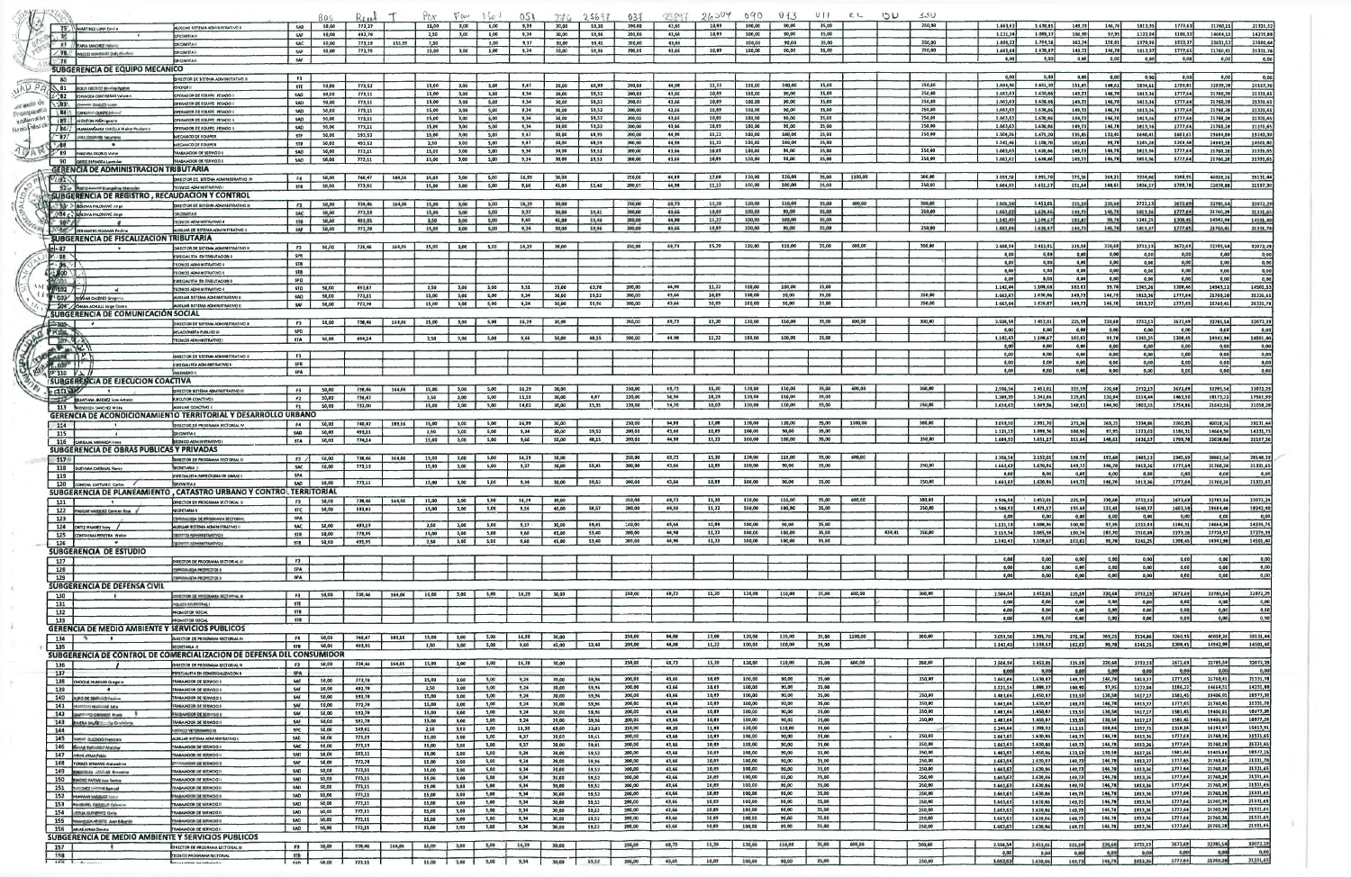| N° | Apellidos y Nombres | Cargo | Nivel | Bas | Reaj | T | Por | Fam | 16-1 | 051 | 276 | 25617 | 031 | 25847 | 26504 | 090 | 073 | 011 | RL | DU | SSU | | | | | | | | |
|---|---|---|---|---|---|---|---|---|---|---|---|---|---|---|---|---|---|---|---|---|---|---|---|---|---|---|---|---|---|
| 75 | MARTINEZ LUNA Emilio | AUXILIAR SISTEMA ADMINISTRATIVO II | SAD | 50,00 | 773,27 | | 15,00 | 3,00 | 5,00 | 9,33 | 30,00 | 59,30 | 200,00 | 43,66 | 10,89 | 100,00 | 90,00 | 35,00 | | | 250,00 | 1.663,62 | 1.630,86 | 149,73 | 146,78 | 1813,35 | 1777,63 | 21760,41 | 21331,52 |
| 76 | | OFICINISTA II | SAF | 50,00 | 493,74 | | 2,50 | 3,00 | 5,00 | 9,34 | 30,00 | 59,96 | 200,00 | 43,66 | 10,89 | 100,00 | 90,00 | 35,00 | | | | 1.121,34 | 1.099,37 | 100,90 | 97,95 | 1222,04 | 1196,32 | 14664,50 | 14235,84 |
| 77 | ZARA SANCHEZ | OFICINISTA II | SAC | 50,00 | 773,19 | 153,79 | 7,50 | 3,00 | 5,00 | 9,37 | 30,00 | 59,41 | 200,00 | 43,66 | 10,89 | 100,00 | 90,00 | 35,00 | | | 250,00 | 1.808,22 | 1.754,56 | 162,74 | 158,01 | 1970,96 | 1923,37 | 23651,52 | 23080,44 |
| 78 | ARCOS GUEVARA | OFICINISTA II | SAF | 50,00 | 772,78 | | 15,00 | 3,00 | 5,00 | 9,24 | 30,00 | 59,96 | 200,00 | 43,66 | 10,89 | 100,00 | 90,00 | 35,00 | | | 250,00 | 1.663,64 | 1.630,87 | 149,73 | 146,78 | 1813,37 | 1777,65 | 21760,41 | 21331,78 |
| 79 | | OFICINISTA II | | | | | | | | | | | | | | | | | | | | 0,00 | 0,00 | 0,00 | 0,00 | 0,00 | 0,00 | 0,00 | 0,00 |
| | **SUBGERENCIA DE EQUIPO MECANICO** | | | | | | | | | | | | | | | | | | | | | | | | | | | | |
| 80 | | DIRECTOR DE SISTEMA ADMINISTRATIVO II | F3 | | | | | | | | | | | | | | | | | | | 0,00 | 0,00 | 0,00 | 0,00 | 0,00 | 0,00 | 0,00 | 0,00 |
| 81 | | CHOFER I | STE | 50,00 | 773,52 | | 15,00 | 3,00 | 5,00 | 9,47 | 30,00 | 60,00 | 200,00 | 44,98 | 11,22 | 100,00 | 100,00 | 35,00 | | | 250,00 | 1.644,96 | 1.651,20 | 151,65 | 148,61 | 1836,61 | 1799,81 | 22039,28 | 21597,70 |
| 82 | ESPINOZA CONTRERAS | OPERADOR DE EQUIPO PESADO I | SAD | 50,00 | 773,11 | | 15,00 | 3,00 | 5,00 | 9,34 | 30,00 | 59,52 | 200,00 | 43,66 | 10,89 | 100,00 | 90,00 | 35,00 | | | 250,00 | 1.663,63 | 1.630,86 | 149,73 | 146,78 | 1813,36 | 1777,64 | 21760,38 | 21331,65 |
| 83 | | OPERADOR DE EQUIPO PESADO I | SAD | 50,00 | 773,11 | | 15,00 | 3,00 | 5,00 | 9,34 | 30,00 | 59,52 | 200,00 | 43,66 | 10,89 | 100,00 | 90,00 | 35,00 | | | 250,00 | 1.663,63 | 1.630,86 | 149,73 | 146,78 | 1813,36 | 1777,64 | 21760,38 | 21331,65 |
| 84 | | OPERADOR DE EQUIPO PESADO I | SAD | 50,00 | 773,11 | | 15,00 | 3,00 | 5,00 | 9,34 | 30,00 | 59,52 | 200,00 | 43,66 | 10,89 | 100,00 | 90,00 | 35,00 | | | 250,00 | 1.663,63 | 1.630,86 | 149,73 | 146,78 | 1813,36 | 1777,64 | 21760,38 | 21331,65 |
| 85 | | OPERADOR DE EQUIPO PESADO I | SAD | 50,00 | 773,11 | | 15,00 | 3,00 | 5,00 | 9,34 | 30,00 | 59,52 | 200,00 | 43,66 | 10,89 | 100,00 | 90,00 | 35,00 | | | 250,00 | 1.663,63 | 1.630,86 | 149,73 | 146,78 | 1813,36 | 1777,64 | 21760,38 | 21331,65 |
| 86 | HUAMANÑAHUI CHECLLA Walter | OPERADOR DE EQUIPO PESADO I | SAD | 50,00 | 773,11 | | 15,00 | 3,00 | 5,00 | 9,34 | 30,00 | 59,52 | 200,00 | 43,66 | 10,89 | 100,00 | 90,00 | 35,00 | | | 250,00 | 1.663,63 | 1.630,86 | 149,73 | 146,78 | 1813,36 | 1777,64 | 21760,38 | 21331,65 |
| 87 | | MECANICO DE EQUIPOS | STF | 50,00 | 592,52 | | 15,00 | 3,00 | 5,00 | 9,47 | 30,00 | 48,99 | 200,00 | 44,98 | 11,22 | 100,00 | 100,00 | 35,00 | | | 250,00 | 1.506,56 | 1.471,20 | 135,48 | 132,41 | 1640,60 | 1603,61 | 19684,48 | 19243,98 |
| 88 | | MECANICO DE EQUIPOS | STB | 50,00 | 493,52 | | 2,50 | 3,00 | 5,00 | 9,47 | 30,00 | 48,99 | 200,00 | 44,98 | 11,22 | 100,00 | 100,00 | 35,00 | | | | 1.142,46 | 1.108,67 | 102,83 | 99,78 | 1245,25 | 1208,44 | 14942,98 | 14501,60 |
| 89 | | TRABAJADOR DE SERVICIO I | SAD | 50,00 | 773,11 | | 15,00 | 3,00 | 5,00 | 9,34 | 30,00 | 59,52 | 200,00 | 43,66 | 10,89 | 100,00 | 90,00 | 35,00 | | | 250,00 | 1.663,63 | 1.630,86 | 149,73 | 146,78 | 1813,36 | 1777,64 | 21760,38 | 21331,65 |
| 90 | ORTIZ ESPINOZA | TRABAJADOR DE SERVICIO I | SAD | 50,00 | 773,11 | | 15,00 | 3,00 | 5,00 | 9,34 | 30,00 | 59,52 | 200,00 | 43,66 | 10,89 | 100,00 | 90,00 | 35,00 | | | 250,00 | 1.663,63 | 1.630,86 | 149,73 | 146,78 | 1813,36 | 1777,64 | 21760,38 | 21331,65 |
| | **GERENCIA DE ADMINISTRACION TRIBUTARIA** | | | | | | | | | | | | | | | | | | | | | | | | | | | | |
| 91 | | DIRECTOR DE SISTEMA ADMINISTRATIVO IV | F4 | 50,00 | 740,47 | 183,16 | 15,00 | 3,00 | 5,00 | 16,99 | 30,00 | | 250,00 | 84,98 | 17,68 | 120,00 | 120,00 | 35,00 | 1300,00 | | 300,00 | 3.059,50 | 2.991,70 | 275,36 | 269,25 | 3334,86 | 3260,95 | 40018,26 | 39131,44 |
| 92 | | TECNICO ADMINISTRATIVO I | STB | 50,00 | 772,95 | | 15,00 | 3,00 | 5,00 | 9,60 | 45,00 | 53,40 | 200,00 | 44,98 | 11,22 | 100,00 | 100,00 | 35,00 | | | 250,00 | 1.684,93 | 1.651,27 | 151,64 | 148,61 | 1836,57 | 1799,78 | 22038,88 | 21597,30 |
| | **SUBGERENCIA DE REGISTRO , RECAUDACION Y CONTROL** | | | | | | | | | | | | | | | | | | | | | | | | | | | | |
| 93 | SEDONA PALOMINO Jorge | DIRECTOR DE SISTEMA ADMINISTRATIVO II | F3 | 50,00 | 738,46 | 164,06 | 15,00 | 3,00 | 5,00 | 16,29 | 30,00 | | 250,00 | 69,73 | 15,20 | 120,00 | 110,00 | 35,00 | 600,00 | | 300,00 | 2.506,54 | 2.452,01 | 225,59 | 220,68 | 2732,13 | 2672,69 | 32785,54 | 32072,29 |
| 94 | SEDONA PALOMINO Jorge | OFICINISTA I | SAC | 50,00 | 773,19 | | 15,00 | 3,00 | 5,00 | 9,37 | 30,00 | 59,41 | 200,00 | 43,66 | 10,89 | 100,00 | 90,00 | 35,00 | | | 250,00 | 1.663,62 | 1.630,86 | 149,73 | 146,78 | 1813,36 | 1777,64 | 21760,38 | 21331,65 |
| 95 | | TECNICO ADMINISTRATIVO I | STB | 50,00 | 493,95 | | 2,50 | 3,00 | 5,00 | 9,60 | 45,00 | 53,40 | 200,00 | 44,98 | 11,22 | 100,00 | 100,00 | 35,00 | | | | 1.142,43 | 1.108,67 | 102,82 | 99,78 | 1245,25 | 1208,45 | 14942,98 | 14501,40 |
| 96 | CERVANTES HUAMAN Paulina | AUXILIAR DE SISTEMA ADMINISTRATIVO I | SAF | 50,00 | 772,78 | | 15,00 | 3,00 | 5,00 | 9,24 | 30,00 | 59,96 | 200,00 | 43,66 | 10,89 | 100,00 | 90,00 | 35,00 | | | 250,00 | 1.663,64 | 1.630,87 | 149,73 | 146,78 | 1813,37 | 1777,65 | 21760,41 | 21331,78 |
| | **SUBGERENCIA DE FISCALIZACION TRIBUTARIA** | | | | | | | | | | | | | | | | | | | | | | | | | | | | |
| 97 | | DIRECTOR DE SISTEMA ADMINISTRATIVO II | F3 | 50,00 | 738,46 | 164,06 | 15,00 | 3,00 | 5,00 | 16,29 | 30,00 | | 250,00 | 69,73 | 15,20 | 120,00 | 110,00 | 35,00 | 600,00 | | 300,00 | 2.506,54 | 2.452,01 | 225,59 | 220,68 | 2732,13 | 2672,69 | 32785,54 | 32072,29 |
| 98 | | ESPECIALISTA EN TRIBUTACION II | SPB | | | | | | | | | | | | | | | | | | | 0,00 | 0,00 | 0,00 | 0,00 | 0,00 | 0,00 | 0,00 | 0,00 |
| 99 | | TECNICO ADMINISTRATIVO I | STB | | | | | | | | | | | | | | | | | | | 0,00 | 0,00 | 0,00 | 0,00 | 0,00 | 0,00 | 0,00 | 0,00 |
| 100 | | TECNICO ADMINISTRATIVO I | STB | | | | | | | | | | | | | | | | | | | 0,00 | 0,00 | 0,00 | 0,00 | 0,00 | 0,00 | 0,00 | 0,00 |
| 101 | | ESPECIALISTA EN TRIBUTACION I | SPD | | | | | | | | | | | | | | | | | | | 0,00 | 0,00 | 0,00 | 0,00 | 0,00 | 0,00 | 0,00 | 0,00 |
| 102 | | TECNICO ADMINISTRATIVO I | STD | 50,00 | 493,60 | | 2,50 | 3,00 | 5,00 | 9,51 | 15,00 | 63,70 | 200,00 | 44,98 | 11,22 | 100,00 | 100,00 | 35,00 | | | | 1.142,44 | 1.109,68 | 102,82 | 99,78 | 1245,26 | 1209,46 | 14943,12 | 14501,53 |
| 103 | ROMAN CACERES Gregorio | AUXILIAR SISTEMA ADMINISTRATIVO II | SAD | 50,00 | 773,11 | | 15,00 | 3,00 | 5,00 | 9,34 | 30,00 | 59,52 | 200,00 | 43,66 | 10,89 | 100,00 | 90,00 | 35,00 | | | 250,00 | 1.663,63 | 1.630,86 | 149,73 | 146,78 | 1813,36 | 1777,64 | 21760,38 | 21331,65 |
| 104 | CHANA ACHALLI Jorge | AUXILIAR SISTEMA ADMINISTRATIVO II | SAF | 50,00 | 772,78 | | 15,00 | 3,00 | 5,00 | 9,24 | 30,00 | 59,96 | 200,00 | 43,66 | 10,89 | 100,00 | 90,00 | 35,00 | | | 250,00 | 1.663,64 | 1.630,87 | 149,73 | 146,78 | 1813,37 | 1777,65 | 21760,41 | 21331,78 |
| | **SUBGERENCIA DE COMUNICACIÓN SOCIAL** | | | | | | | | | | | | | | | | | | | | | | | | | | | | |
| 105 | | DIRECTOR DE SISTEMA ADMINISTRATIVO II | F3 | 50,00 | 738,46 | 164,06 | 15,00 | 3,00 | 5,00 | 16,29 | 30,00 | | 250,00 | 69,73 | 15,20 | 120,00 | 110,00 | 35,00 | 600,00 | | 300,00 | 2.506,54 | 2.452,01 | 225,59 | 220,68 | 2732,13 | 2672,69 | 32785,54 | 32072,29 |
| 106 | | RELACIONISTA PUBLICO III | SPD | | | | | | | | | | | | | | | | | | | 0,00 | 0,00 | 0,00 | 0,00 | 0,00 | 0,00 | 0,00 | 0,00 |
| 107 | | TECNICO ADMINISTRATIVO I | STA | 50,00 | 494,14 | | 2,50 | 3,00 | 5,00 | 9,66 | 50,00 | 48,15 | 200,00 | 44,98 | 11,22 | 100,00 | 100,00 | 35,00 | | | | 1.142,43 | 1.108,67 | 102,82 | 99,78 | 1245,25 | 1208,45 | 14942,98 | 14501,40 |
| 108 | | | | | | | | | | | | | | | | | | | | | | 0,00 | 0,00 | 0,00 | 0,00 | 0,00 | 0,00 | 0,00 | 0,00 |
| 109 | | DIRECTOR DE SISTEMA ADMINISTRATIVO II | F3 | | | | | | | | | | | | | | | | | | | 0,00 | 0,00 | 0,00 | 0,00 | 0,00 | 0,00 | 0,00 | 0,00 |
| 110 | | ESPECIALISTA ADMINISTRATIVO I | SPB | | | | | | | | | | | | | | | | | | | 0,00 | 0,00 | 0,00 | 0,00 | 0,00 | 0,00 | 0,00 | 0,00 |
| 110 | | INGENIERO II | SPA | | | | | | | | | | | | | | | | | | | 0,00 | 0,00 | 0,00 | 0,00 | 0,00 | 0,00 | 0,00 | 0,00 |
| | **SUBGERENCIA DE EJECUCION COACTIVA** | | | | | | | | | | | | | | | | | | | | | | | | | | | | |
| 111 | | DIRECTOR SISTEMA ADMINISTRATIVO II | F3 | 50,00 | 738,46 | 164,06 | 15,00 | 3,00 | 5,00 | 16,29 | 30,00 | | 250,00 | 69,73 | 15,20 | 120,00 | 110,00 | 35,00 | 600,00 | | 300,00 | 2.506,54 | 2.452,01 | 225,59 | 220,68 | 2732,13 | 2672,69 | 32785,54 | 32072,29 |
| 112 | QUINTANA JIMENEZ | EJECUTOR COACTIVO | F2 | 50,00 | 736,47 | | 2,50 | 3,00 | 5,00 | 15,59 | 30,00 | 4,07 | 220,00 | 56,94 | 18,29 | 120,00 | 110,00 | 35,00 | | | | 1.389,39 | 1.342,66 | 125,05 | 120,84 | 1514,44 | 1463,50 | 18173,22 | 17561,99 |
| 113 | MENDOZA SANCHEZ | AUXILIAR COACTIVO I | F1 | 50,00 | 732,00 | | 15,00 | 3,00 | 5,00 | 14,02 | 30,00 | 15,91 | 220,00 | 54,70 | 18,03 | 120,00 | 110,00 | 35,00 | | | 250,00 | 1.656,62 | 1.609,96 | 149,12 | 144,90 | 1805,55 | 1754,86 | 21662,56 | 21058,28 |
| | **GERENCIA DE ACONDICIONAMIENTO TERRITORIAL Y DESARROLLO URBANO** | | | | | | | | | | | | | | | | | | | | | | | | | | | | |
| 114 | | DIRECTOR DE PROGRAMA SECTORIAL IV | F4 | 50,00 | 740,47 | 183,16 | 15,00 | 3,00 | 5,00 | 16,99 | 30,00 | | 250,00 | 84,98 | 17,68 | 120,00 | 120,00 | 35,00 | 1300,00 | | 300,00 | 3.059,50 | 2.991,70 | 275,36 | 269,25 | 3334,86 | 3260,95 | 40018,26 | 39131,44 |
| 115 | | OFICINISTA II | SAD | 50,00 | 493,11 | | 2,50 | 3,00 | 5,00 | 9,34 | 30,00 | 59,52 | 200,00 | 43,66 | 10,89 | 100,00 | 90,00 | 35,00 | | | | 1.121,33 | 1.099,36 | 100,90 | 97,95 | 1222,03 | 1186,31 | 14664,36 | 14235,75 |
| 116 | CARBAJAL MIRANDA | TECNICO ADMINISTRATIVO I | STA | 50,00 | 774,14 | | 15,00 | 3,00 | 5,00 | 9,66 | 50,00 | 48,15 | 200,00 | 44,98 | 11,22 | 100,00 | 100,00 | 35,00 | | | 250,00 | 1.684,92 | 1.651,27 | 151,64 | 148,61 | 1836,57 | 1799,78 | 22038,88 | 21597,30 |
| | **SUBGERENCIA DE OBRAS PUBLICAS Y PRIVADAS** | | | | | | | | | | | | | | | | | | | | | | | | | | | | |
| 117 | | DIRECTOR DE PROGRAMA SECTORIAL II | F3 | 50,00 | 738,46 | 164,06 | 15,00 | 3,00 | 5,00 | 16,29 | 30,00 | | 250,00 | 69,73 | 15,20 | 120,00 | 110,00 | 35,00 | 600,00 | | 300,00 | 2.506,54 | 2.152,01 | 136,59 | 192,68 | 2665,13 | 2345,69 | 28661,54 | 28148,29 |
| 118 | QUEVARA CARBAJAL | SECRETARIA II | SAC | 50,00 | 773,19 | | 15,00 | 3,00 | 5,00 | 9,37 | 30,00 | 59,81 | 200,00 | 43,66 | 10,89 | 100,00 | 90,00 | 35,00 | | | 250,00 | 1.663,62 | 1.630,86 | 149,73 | 146,78 | 1813,36 | 1777,64 | 21760,38 | 21331,65 |
| 119 | | ESPECIALISTA INSPECCION DE OBRAS I | SPA | | | | | | | | | | | | | | | | | | | 0,00 | 0,00 | 0,00 | 0,00 | 0,00 | 0,00 | 0,00 | 0,00 |
| 120 | CONCHA CAYTURO Carlos | OFICINISTA II | SAD | 50,00 | 773,11 | | 15,00 | 3,00 | 5,00 | 9,34 | 30,00 | 59,52 | 200,00 | 43,66 | 10,89 | 100,00 | 90,00 | 35,00 | | | 250,00 | 1.663,62 | 1.630,86 | 149,73 | 146,78 | 1813,36 | 1777,64 | 21760,38 | 21331,65 |
| | **SUBGERENCIA DE PLANEAMIENTO , CATASTRO URBANO Y CONTROL TERRITORIAL** | | | | | | | | | | | | | | | | | | | | | | | | | | | | |
| 121 | | DIRECTOR DE PROGRAMA SECTORIAL II | F3 | 50,00 | 738,46 | 164,06 | 15,00 | 3,00 | 5,00 | 16,29 | 30,00 | | 250,00 | 69,73 | 15,20 | 120,00 | 110,00 | 35,00 | 600,00 | | 300,00 | 2.506,54 | 2.452,01 | 225,59 | 220,68 | 2732,13 | 2672,69 | 32785,54 | 32072,29 |
| 122 | PAUCAR VASQUEZ Carmen Rosa | SECRETARIA II | STC | 50,00 | 592,82 | | 15,00 | 3,00 | 5,00 | 9,56 | 40,00 | 58,57 | 200,00 | 44,98 | 11,22 | 100,00 | 100,00 | 35,00 | | | 250,00 | 1.504,51 | 1.471,17 | 135,44 | 132,41 | 1640,37 | 1603,58 | 19684,48 | 19242,90 |
| 123 | | ESPECIALISTA DE PROGRAMA SECTORIAL I | SPA | | | | | | | | | | | | | | | | | | | | | | | | | | |
| 124 | ORTIZ RAMIREZ | AUXILIAR SISTEMA ADMINISTRATIVO II | SAC | 50,00 | 493,19 | | 2,50 | 3,00 | 5,00 | 9,37 | 30,00 | 59,41 | 200,00 | 43,66 | 10,89 | 100,00 | 90,00 | 35,00 | | | | 1.121,33 | 1.099,36 | 100,90 | 97,95 | 1222,03 | 1186,31 | 14664,36 | 14235,75 |
| 125 | CONTRERAS PEREYRA Walter | DIBUJANTE I | STB | 50,00 | 773,95 | | 15,00 | 3,00 | 5,00 | 9,60 | 45,00 | 53,40 | 200,00 | 44,98 | 11,22 | 100,00 | 100,00 | 35,00 | | 424,41 | 250,00 | 2.113,34 | 2.065,59 | 190,24 | 187,70 | 2310,09 | 2273,28 | 27720,97 | 27279,39 |
| 126 | | TECNICO ADMINISTRATIVO I | STB | 50,00 | 493,95 | | 2,50 | 3,00 | 5,00 | 9,60 | 45,00 | 53,40 | 200,00 | 44,98 | 11,22 | 100,00 | 100,00 | 35,00 | | | | 1.142,43 | 1.108,67 | 102,82 | 99,78 | 1245,25 | 1208,45 | 14942,98 | 14501,40 |
| | **SUBGERENCIA DE ESTUDIO** | | | | | | | | | | | | | | | | | | | | | | | | | | | | |
| 127 | | DIRECTOR DE PROGRAMA SECTORIAL II | F3 | | | | | | | | | | | | | | | | | | | 0,00 | 0,00 | 0,00 | 0,00 | 0,00 | 0,00 | 0,00 | 0,00 |
| 128 | | ESPECIALISTA PROYECTO II | SPA | | | | | | | | | | | | | | | | | | | 0,00 | 0,00 | 0,00 | 0,00 | 0,00 | 0,00 | 0,00 | 0,00 |
| 129 | | ESPECIALISTA PROYECTO II | SPA | | | | | | | | | | | | | | | | | | | 0,00 | 0,00 | 0,00 | 0,00 | 0,00 | 0,00 | 0,00 | 0,00 |
| | **SUBGERENCIA DE DEFENSA CIVIL** | | | | | | | | | | | | | | | | | | | | | | | | | | | | |
| 130 | | DIRECTOR DE PROGRAMA SECTORIAL II | F3 | 50,00 | 738,46 | 164,06 | 15,00 | 3,00 | 5,00 | 16,29 | 30,00 | | 250,00 | 69,73 | 15,20 | 120,00 | 110,00 | 35,00 | 600,00 | | 300,00 | 2.506,54 | 2.452,01 | 225,59 | 220,68 | 2732,13 | 2672,69 | 32785,54 | 32072,29 |
| 131 | | POLICIA MUNICIPAL I | STE | | | | | | | | | | | | | | | | | | | 0,00 | 0,00 | 0,00 | 0,00 | 0,00 | 0,00 | 0,00 | 0,00 |
| 132 | | PROMOTOR SOCIAL | STB | | | | | | | | | | | | | | | | | | | 0,00 | 0,00 | 0,00 | 0,00 | 0,00 | 0,00 | 0,00 | 0,00 |
| 133 | | PROMOTOR SOCIAL | STB | | | | | | | | | | | | | | | | | | | 0,00 | 0,00 | 0,00 | 0,00 | 0,00 | 0,00 | 0,00 | 0,00 |
| | **GERENCIA DE MEDIO AMBIENTE Y SERVICIOS PUBLICOS** | | | | | | | | | | | | | | | | | | | | | | | | | | | | |
| 134 | | DIRECTOR DE PROGRAMA SECTORIAL IV | F4 | 50,00 | 740,47 | 183,16 | 15,00 | 3,00 | 5,00 | 16,99 | 30,00 | | 250,00 | 84,98 | 17,68 | 120,00 | 120,00 | 35,00 | 1300,00 | | 300,00 | 3.059,50 | 2.991,70 | 275,36 | 269,25 | 3334,86 | 3260,95 | 40018,26 | 39131,44 |
| 135 | | SECRETARIA II | STB | 50,00 | 493,95 | | 2,50 | 3,00 | 5,00 | 9,60 | 45,00 | 53,40 | 200,00 | 44,98 | 11,22 | 100,00 | 100,00 | 35,00 | | | | 1.142,43 | 1.108,67 | 102,82 | 99,78 | 1245,25 | 1208,45 | 14942,98 | 14501,40 |
| | **SUBGERENCIA DE CONTROL DE COMERCIALIZACION DE DEFENSA DEL CONSUMIDOR** | | | | | | | | | | | | | | | | | | | | | | | | | | | | |
| 136 | | DIRECTOR DE PROGRAMA SECTORIAL II | F3 | 50,00 | 738,46 | 164,06 | 15,00 | 3,00 | 5,00 | 16,29 | 30,00 | | 250,00 | 69,73 | 15,20 | 120,00 | 110,00 | 35,00 | 600,00 | | 300,00 | 2.506,54 | 2.452,01 | 225,59 | 220,68 | 2732,13 | 2672,69 | 32785,54 | 32072,29 |
| 137 | | ESPECIALISTA EN COMERCIALIZACION II | SPA | | | | | | | | | | | | | | | | | | | 0,00 | 0,00 | 0,00 | 0,00 | 0,00 | 0,00 | 0,00 | 0,00 |
| 138 | CHOQUE HUAMAN Gregorio | TRABAJADOR DE SERVICIO I | SAF | 50,00 | 772,78 | | 15,00 | 3,00 | 5,00 | 9,24 | 30,00 | 59,96 | 200,00 | 43,66 | 10,89 | 100,00 | 90,00 | 35,00 | | | 250,00 | 1.663,62 | 1.630,86 | 149,73 | 146,78 | 1813,35 | 1777,63 | 21760,41 | 21331,65 |
| 139 | | TRABAJADOR DE SERVICIO I | SAF | 50,00 | 492,78 | | 2,50 | 3,00 | 5,00 | 9,24 | 30,00 | 59,96 | 200,00 | 43,66 | 10,89 | 100,00 | 90,00 | 35,00 | | | | 1.121,34 | 1.099,37 | 100,90 | 97,95 | 1222,04 | 1186,32 | 14664,50 | 14235,84 |
| 140 | | TRABAJADOR DE SERVICIO I | SAF | 50,00 | 592,78 | | 15,00 | 3,00 | 5,00 | 9,24 | 30,00 | 59,96 | 200,00 | 43,66 | 10,89 | 100,00 | 90,00 | 35,00 | | | 250,00 | 1.483,64 | 1.450,87 | 133,53 | 130,58 | 1617,17 | 1581,45 | 19406,01 | 18977,38 |
| 141 | | TRABAJADOR DE SERVICIO I | SAF | 50,00 | 772,78 | | 15,00 | 3,00 | 5,00 | 9,24 | 30,00 | 59,96 | 200,00 | 43,66 | 10,89 | 100,00 | 90,00 | 35,00 | | | 250,00 | 1.663,64 | 1.630,87 | 149,73 | 146,78 | 1813,37 | 1777,65 | 21760,41 | 21331,78 |
| 142 | | TRABAJADOR DE SERVICIO I | SAF | 50,00 | 592,78 | | 15,00 | 3,00 | 5,00 | 9,24 | 30,00 | 59,96 | 200,00 | 43,66 | 10,89 | 100,00 | 90,00 | 35,00 | | | 250,00 | 1.483,64 | 1.450,87 | 133,53 | 130,58 | 1617,17 | 1581,45 | 19406,01 | 18977,38 |
| 143 | RIVERA SALAS | TRABAJADOR DE SERVICIO I | SAF | 50,00 | 592,78 | | 15,00 | 3,00 | 5,00 | 9,24 | 30,00 | 59,96 | 200,00 | 43,66 | 10,89 | 100,00 | 90,00 | 35,00 | | | 250,00 | 1.483,64 | 1.450,87 | 133,53 | 130,58 | 1617,17 | 1581,45 | 19406,01 | 18977,38 |
| 144 | | MEDICO VETERINARIO I | SPC | 50,00 | 549,61 | | 2,50 | 3,00 | 5,00 | 13,30 | 40,00 | 22,01 | 210,00 | 49,20 | 11,99 | 110,00 | 110,00 | 35,00 | | | | 1.245,64 | 1.209,32 | 112,11 | 108,84 | 1357,75 | 1318,16 | 16293,02 | 15817,91 |
| 145 | | AUXILIAR SISTEMA ADMINISTRATIVO I | SAC | 50,00 | 773,19 | | 15,00 | 3,00 | 5,00 | 9,37 | 30,00 | 59,41 | 200,00 | 43,66 | 10,89 | 100,00 | 90,00 | 35,00 | | | 250,00 | 1.663,62 | 1.630,86 | 149,73 | 146,78 | 1813,36 | 1777,64 | 21760,38 | 21331,65 |
| 146 | | TRABAJADOR DE SERVICIO I | SAC | 50,00 | 773,19 | | 15,00 | 3,00 | 5,00 | 9,37 | 30,00 | 59,41 | 200,00 | 43,66 | 10,89 | 100,00 | 90,00 | 35,00 | | | 250,00 | 1.663,62 | 1.630,86 | 149,73 | 146,78 | 1813,36 | 1777,64 | 21760,38 | 21331,65 |
| 147 | ARIAS ARMA | TRABAJADOR DE SERVICIO I | SAD | 50,00 | 593,11 | | 15,00 | 3,00 | 5,00 | 9,34 | 30,00 | 59,52 | 200,00 | 43,66 | 10,89 | 100,00 | 90,00 | 35,00 | | | 250,00 | 1.483,63 | 1.450,86 | 133,53 | 130,58 | 1617,16 | 1581,44 | 19406,00 | 18977,28 |
| 148 | TORRES SERRANO | TRABAJADOR DE SERVICIO I | SAF | 50,00 | 772,78 | | 15,00 | 3,00 | 5,00 | 9,24 | 30,00 | 59,96 | 200,00 | 43,66 | 10,89 | 100,00 | 90,00 | 35,00 | | | 250,00 | 1.663,64 | 1.630,87 | 149,73 | 146,78 | 1813,37 | 1777,65 | 21760,41 | 21331,78 |
| 149 | | TRABAJADOR DE SERVICIO I | SAD | 50,00 | 773,11 | | 15,00 | 3,00 | 5,00 | 9,34 | 30,00 | 59,52 | 200,00 | 43,66 | 10,89 | 100,00 | 90,00 | 35,00 | | | 250,00 | 1.663,63 | 1.630,86 | 149,73 | 146,78 | 1813,36 | 1777,64 | 21760,38 | 21331,65 |
| 150 | | TRABAJADOR DE SERVICIO I | SAD | 50,00 | 773,11 | | 15,00 | 3,00 | 5,00 | 9,34 | 30,00 | 59,52 | 200,00 | 43,66 | 10,89 | 100,00 | 90,00 | 35,00 | | | 250,00 | 1.663,63 | 1.630,86 | 149,73 | 146,78 | 1813,36 | 1777,64 | 21760,38 | 21331,65 |
| 151 | SANCHEZ | TRABAJADOR DE SERVICIO I | SAD | 50,00 | 773,11 | | 15,00 | 3,00 | 5,00 | 9,34 | 30,00 | 59,52 | 200,00 | 43,66 | 10,89 | 100,00 | 90,00 | 35,00 | | | 250,00 | 1.663,63 | 1.630,86 | 149,73 | 146,78 | 1813,36 | 1777,64 | 21760,38 | 21331,65 |
| 152 | HUAMAN VASQUEZ | TRABAJADOR DE SERVICIO I | SAD | 50,00 | 773,11 | | 15,00 | 3,00 | 5,00 | 9,34 | 30,00 | 59,52 | 200,00 | 43,66 | 10,89 | 100,00 | 90,00 | 35,00 | | | 250,00 | 1.663,63 | 1.630,86 | 149,73 | 146,78 | 1813,36 | 1777,64 | 21760,38 | 21331,65 |
| 153 | | TRABAJADOR DE SERVICIO I | SAD | 50,00 | 773,11 | | 15,00 | 3,00 | 5,00 | 9,34 | 30,00 | 59,52 | 200,00 | 43,66 | 10,89 | 100,00 | 90,00 | 35,00 | | | 250,00 | 1.663,63 | 1.630,86 | 149,73 | 146,78 | 1813,36 | 1777,64 | 21760,38 | 21331,65 |
| 154 | | TRABAJADOR DE SERVICIO I | SAD | 50,00 | 773,11 | | 15,00 | 3,00 | 5,00 | 9,34 | 30,00 | 59,52 | 200,00 | 43,66 | 10,89 | 100,00 | 90,00 | 35,00 | | | 250,00 | 1.663,63 | 1.630,86 | 149,73 | 146,78 | 1813,36 | 1777,64 | 21760,38 | 21331,65 |
| 155 | | TRABAJADOR DE SERVICIO I | SAD | 50,00 | 773,11 | | 15,00 | 3,00 | 5,00 | 9,34 | 30,00 | 59,52 | 200,00 | 43,66 | 10,89 | 100,00 | 90,00 | 35,00 | | | 250,00 | 1.663,63 | 1.630,86 | 149,73 | 146,78 | 1813,36 | 1777,64 | 21760,38 | 21331,65 |
| 156 | | TRABAJADOR DE SERVICIO I | SAD | 50,00 | 773,11 | | 15,00 | 3,00 | 5,00 | 9,34 | 30,00 | 59,52 | 200,00 | 43,66 | 10,89 | 100,00 | 90,00 | 35,00 | | | 250,00 | 1.663,63 | 1.630,86 | 149,73 | 146,78 | 1813,36 | 1777,64 | 21760,38 | 21331,65 |
| | **SUBGERENCIA DE MEDIO AMBIENTE Y SERVICIOS PUBLICOS** | | | | | | | | | | | | | | | | | | | | | | | | | | | | |
| 157 | | DIRECTOR DE PROGRAMA SECTORIAL II | F3 | 50,00 | 738,46 | 164,06 | 15,00 | 3,00 | 5,00 | 16,29 | 30,00 | | 250,00 | 69,73 | 15,20 | 120,00 | 110,00 | 35,00 | 600,00 | | 300,00 | 2.506,54 | 2.452,01 | 225,59 | 220,68 | 2732,13 | 2672,69 | 32785,54 | 32072,29 |
| 158 | | TECNICO EN PROGRAMA SECTORIAL | STB | | | | | | | | | | | | | | | | | | | 0,00 | 0,00 | 0,00 | 0,00 | 0,00 | 0,00 | 0,00 | 0,00 |
| 159 | | | SAD | 50,00 | 773,11 | | 15,00 | 3,00 | 5,00 | 9,34 | 30,00 | 59,52 | 200,00 | 43,66 | 10,89 | 100,00 | 90,00 | 35,00 | | | 250,00 | 1.663,63 | 1.630,86 | 149,73 | 146,78 | 1813,36 | 1777,64 | 21760,38 | 21331,65 |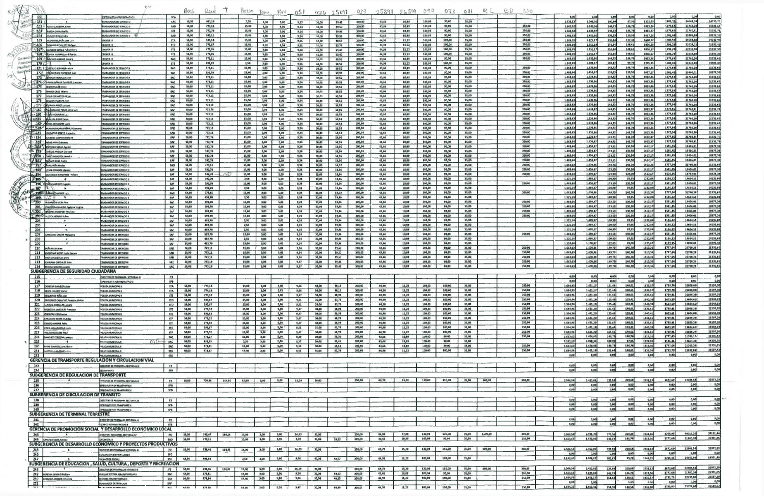| N° | Apellidos y Nombres | Cargo | Nivel | Bas | Rem | T | Perso | Tenu | Rev | DSI | 926 | 2569 | 034 | 25897 | 26500 | 090 | 072 | 011 | RC | BD | 330 | | | | | | | | |
|---|---|---|---|---|---|---|---|---|---|---|---|---|---|---|---|---|---|---|---|---|---|---|---|---|---|---|---|---|---|
| 160 | | ESPECIALISTA ADMINISTRATIVO I | SPA | | | | | | | | | | | | | | | | | | | 0,00 | 0,00 | 0,00 | 0,00 | 0,00 | 0,00 | 0,00 | 0,00 |
| 161 | | TRABAJADOR DE SERVICIO II | SAC | 50,00 | 493,19 | | 2,50 | 3,00 | 5,00 | 9,37 | 30,00 | 19,41 | 200,00 | 43,66 | 10,89 | 100,00 | 90,00 | 35,00 | | | | 1.121,17 | 1.088,96 | 100,90 | 97,93 | 1222,07 | 1186,32 | 14664,84 | 14235,84 |
| 162 | RIVAS CARRERA Julian | TRABAJADOR DE SERVICIO II | SAD | 50,00 | 773,11 | | 15,00 | 3,00 | 5,00 | 9,34 | 30,00 | 19,52 | 200,00 | 43,66 | 10,89 | 100,00 | 90,00 | 35,00 | | | 250,00 | 1.663,63 | 1.630,86 | 149,73 | 146,78 | 1813,36 | 1777,64 | 21760,28 | 21331,65 |
| 163 | PAREJA CHIPA Ubaldo | TRABAJADOR DE SERVICIO II | SAF | 50,00 | 772,78 | | 15,00 | 3,00 | 5,00 | 9,24 | 30,00 | 19,96 | 200,00 | 43,66 | 10,89 | 100,00 | 90,00 | 35,00 | | | 250,00 | 1.663,64 | 1.630,87 | 149,73 | 146,78 | 1813,37 | 1777,65 | 21760,41 | 21331,78 |
| 164 | AVALOS OVALLE Alfa | TRABAJADOR DE SERVICIO II | SAD | 50,00 | 593,11 | | 15,00 | 3,00 | 5,00 | 9,34 | 30,00 | 19,52 | 200,00 | 43,66 | 10,89 | 100,00 | 90,00 | 35,00 | | | 250,00 | 1.483,63 | 1.450,86 | 133,53 | 130,58 | 1617,16 | 1581,44 | 19405,88 | 18977,25 |
| 165 | VILLARROEL PEÑA Jose Luis | CHOFER II | STA | 50,00 | 595,18 | | 15,00 | 3,00 | 5,00 | 9,66 | 50,00 | 40,15 | 200,00 | 44,98 | 11,22 | 100,00 | 100,00 | 35,00 | | | 250,00 | 1.504,93 | 1.471,17 | 135,44 | 132,41 | 1640,37 | 1603,58 | 19684,48 | 19242,90 |
| 166 | DOMINGUEZ VALENTIN Cesar | CHOFER II | STD | 50,00 | 773,67 | | 15,00 | 3,00 | 5,00 | 9,51 | 35,00 | 63,78 | 200,00 | 44,98 | 11,22 | 100,00 | 100,00 | 35,00 | | | 250,00 | 1.684,06 | 1.651,19 | 151,64 | 148,61 | 1836,57 | 1799,79 | 22038,82 | 21597,30 |
| 167 | JEMIDES SOTELO Ruben Dario | CHOFER II | STB | 50,00 | 771,95 | | 15,00 | 3,00 | 5,00 | 9,60 | 45,00 | 53,60 | 200,00 | 44,98 | 11,22 | 100,00 | 100,00 | 35,00 | | | 250,00 | 1.684,93 | 1.651,17 | 151,64 | 148,61 | 1836,57 | 1799,78 | 22038,84 | 21597,30 |
| 168 | ZAVALA FABIAN Juan Eduardo | CHOFER II | STB | 50,00 | 771,95 | | 15,00 | 3,00 | 5,00 | 9,60 | 45,00 | 53,60 | 200,00 | 44,98 | 11,22 | 100,00 | 100,00 | 35,00 | | | 250,00 | 1.684,93 | 1.651,17 | 151,64 | 148,61 | 1836,57 | 1799,78 | 22038,84 | 21597,30 |
| 169 | SANCHEZ ALVAREZ Ovrero | CHOFER II | SAD | 50,00 | 773,11 | | 15,00 | 3,00 | 5,00 | 9,34 | 30,00 | 19,52 | 200,00 | 43,66 | 10,89 | 100,00 | 90,00 | 35,00 | | | 250,00 | 1.663,63 | 1.630,86 | 149,73 | 146,78 | 1813,36 | 1777,64 | 21760,28 | 21331,65 |
| 170 | | CHOFER II | SAD | 50,00 | 493,82 | | 2,50 | 3,00 | 5,00 | 9,56 | 40,00 | 18,57 | 200,00 | 43,66 | 10,89 | 100,00 | 90,00 | 35,00 | | | | 1.142,49 | 1.109,67 | 102,82 | 99,78 | 1245,31 | 1209,45 | 14943,78 | 14513,40 |
| 171 | CARRILLO ROMAN Lorenzo | TRABAJADOR DE SERVICIO II | SAD | 50,00 | 773,11 | | 15,00 | 3,00 | 5,00 | 9,34 | 30,00 | 19,52 | 200,00 | 43,66 | 10,89 | 100,00 | 90,00 | 35,00 | | | 250,00 | 1.663,63 | 1.630,86 | 149,73 | 146,78 | 1813,36 | 1777,64 | 21760,28 | 21331,65 |
| 172 | CHUMPITAZ CHOQUE Juan | TRABAJADOR DE SERVICIO II | SAF | 50,00 | 591,78 | | 15,00 | 3,00 | 5,00 | 9,24 | 30,00 | 19,96 | 200,00 | 43,66 | 10,89 | 100,00 | 90,00 | 35,00 | | | 250,00 | 1.483,64 | 1.450,87 | 133,53 | 130,58 | 1617,17 | 1581,45 | 19406,01 | 18977,38 |
| 173 | MIRANDA MENDOZA Juan | TRABAJADOR DE SERVICIO II | SAD | 50,00 | 773,11 | | 15,00 | 3,00 | 5,00 | 9,34 | 30,00 | 19,52 | 200,00 | 43,66 | 10,89 | 100,00 | 90,00 | 35,00 | | | 250,00 | 1.663,63 | 1.630,86 | 149,73 | 146,78 | 1813,36 | 1777,64 | 21760,28 | 21331,65 |
| 174 | HUAMAN GOMEZ DAMIAN Francisco | TRABAJADOR DE SERVICIO II | SAD | 50,00 | 773,11 | | 15,00 | 3,00 | 5,00 | 9,34 | 30,00 | 19,52 | 200,00 | 43,66 | 10,89 | 100,00 | 90,00 | 35,00 | | | 250,00 | 1.663,63 | 1.630,86 | 149,73 | 146,78 | 1813,36 | 1777,64 | 21760,28 | 21331,65 |
| 175 | BOZZO GAUDE Cirilo | TRABAJADOR DE SERVICIO II | SAD | 50,00 | 773,11 | | 15,00 | 3,00 | 5,00 | 9,34 | 30,00 | 19,52 | 200,00 | 43,66 | 10,89 | 100,00 | 90,00 | 35,00 | | | 250,00 | 1.663,63 | 1.630,86 | 149,73 | 146,78 | 1813,36 | 1777,64 | 21760,28 | 21331,65 |
| 176 | RAMOS CRUZ Alberto | TRABAJADOR DE SERVICIO II | SAD | 50,00 | 773,11 | | 15,00 | 3,00 | 5,00 | 9,34 | 30,00 | 19,52 | 200,00 | 43,66 | 10,89 | 100,00 | 90,00 | 35,00 | | | 250,00 | 1.663,63 | 1.630,86 | 149,73 | 146,78 | 1813,36 | 1777,64 | 21760,28 | 21331,65 |
| 177 | SOLIS CERVANTES Adrian | TRABAJADOR DE SERVICIO II | SAD | 50,00 | 773,11 | | 15,00 | 3,00 | 5,00 | 9,34 | 30,00 | 19,52 | 200,00 | 43,66 | 10,89 | 100,00 | 90,00 | 35,00 | | | 250,00 | 1.663,63 | 1.630,86 | 149,73 | 146,78 | 1813,36 | 1777,64 | 21760,28 | 21331,65 |
| 178 | BALLON VILLEGAS Juan | TRABAJADOR DE SERVICIO II | SAD | 50,00 | 773,11 | | 15,00 | 3,00 | 5,00 | 9,34 | 30,00 | 19,52 | 200,00 | 43,66 | 10,89 | 100,00 | 90,00 | 35,00 | | | 250,00 | 1.663,63 | 1.630,86 | 149,73 | 146,78 | 1813,36 | 1777,64 | 21760,28 | 21331,65 |
| 179 | CABEZAS PEREZ Lorenzo | TRABAJADOR DE SERVICIO II | SAD | 50,00 | 773,11 | | 15,00 | 3,00 | 5,00 | 9,34 | 30,00 | 19,52 | 200,00 | 43,66 | 10,89 | 100,00 | 90,00 | 35,00 | | | 250,00 | 1.663,63 | 1.630,86 | 149,73 | 146,78 | 1813,36 | 1777,64 | 21760,28 | 21331,65 |
| 180 | CALDERAMA PEREZ Jaime Luis | TRABAJADOR DE SERVICIO II | SAF | 50,00 | 772,78 | | 15,00 | 3,00 | 5,00 | 9,24 | 30,00 | 19,96 | 200,00 | 43,66 | 10,89 | 100,00 | 90,00 | 35,00 | | | 250,00 | 1.663,64 | 1.630,87 | 149,73 | 146,78 | 1813,37 | 1777,65 | 21760,41 | 21331,78 |
| 181 | PLAS MONTENEGRO | TRABAJADOR DE SERVICIO II | SAD | 50,00 | 773,11 | | 15,00 | 3,00 | 5,00 | 9,34 | 30,00 | 19,52 | 200,00 | 43,66 | 10,89 | 100,00 | 90,00 | 35,00 | | | 250,00 | 1.663,63 | 1.630,86 | 149,73 | 146,78 | 1813,36 | 1777,64 | 21760,28 | 21331,65 |
| 182 | ZAVALLA ROMERO Zenon | TRABAJADOR DE SERVICIO II | SAD | 50,00 | 773,11 | | 15,00 | 3,00 | 5,00 | 9,34 | 30,00 | 19,52 | 200,00 | 43,66 | 10,89 | 100,00 | 90,00 | 35,00 | | | 250,00 | 1.663,63 | 1.630,86 | 149,73 | 146,78 | 1813,36 | 1777,64 | 21760,28 | 21331,65 |
| 183 | BORDA CERVANTES Lucio | TRABAJADOR DE SERVICIO II | SAD | 50,00 | 773,11 | | 15,00 | 3,00 | 5,00 | 9,34 | 30,00 | 19,52 | 200,00 | 43,66 | 10,89 | 100,00 | 90,00 | 35,00 | | | 250,00 | 1.663,63 | 1.630,86 | 149,73 | 146,78 | 1813,36 | 1777,64 | 21760,28 | 21331,65 |
| 184 | HUAMANI HUAMANI Clemente | TRABAJADOR DE SERVICIO II | SAD | 50,00 | 773,11 | | 15,00 | 3,00 | 5,00 | 9,34 | 30,00 | 19,52 | 200,00 | 43,66 | 10,89 | 100,00 | 90,00 | 35,00 | | | 250,00 | 1.663,63 | 1.630,86 | 149,73 | 146,78 | 1813,36 | 1777,64 | 21760,28 | 21331,65 |
| 185 | VALDIVIESO BENITO Alejandro | TRABAJADOR DE SERVICIO II | SAD | 50,00 | 773,11 | | 15,00 | 3,00 | 5,00 | 9,34 | 30,00 | 19,52 | 200,00 | 43,66 | 10,89 | 100,00 | 90,00 | 35,00 | | | 250,00 | 1.663,63 | 1.630,86 | 149,73 | 146,78 | 1813,36 | 1777,64 | 21760,28 | 21331,65 |
| 186 | CACERES CORONADO Pedro | TRABAJADOR DE SERVICIO II | SAF | 50,00 | 772,78 | | 15,00 | 3,00 | 5,00 | 9,24 | 30,00 | 19,96 | 200,00 | 43,66 | 10,89 | 100,00 | 90,00 | 35,00 | | | 250,00 | 1.663,64 | 1.630,87 | 149,73 | 146,78 | 1813,37 | 1777,65 | 21760,41 | 21331,78 |
| 187 | | TRABAJADOR DE SERVICIO II | SAF | 50,00 | 592,78 | | 15,00 | 3,00 | 5,00 | 9,24 | 30,00 | 19,96 | 200,00 | 43,66 | 10,89 | 100,00 | 90,00 | 35,00 | | | 250,00 | 1.483,64 | 1.450,87 | 133,53 | 130,58 | 1617,17 | 1581,45 | 19406,01 | 18977,38 |
| 188 | ESPINOZA SIERRA Agustin | TRABAJADOR DE SERVICIO II | SAF | 50,00 | 592,78 | | 15,00 | 3,00 | 5,00 | 9,24 | 30,00 | 19,96 | 200,00 | 43,66 | 10,89 | 100,00 | 90,00 | 35,00 | | | 250,00 | 1.483,64 | 1.450,87 | 133,53 | 130,58 | 1617,17 | 1581,45 | 19406,01 | 18977,38 |
| 189 | VARGAS ARANDA Daniel | TRABAJADOR DE SERVICIO II | SAF | 50,00 | 592,78 | | 15,00 | 3,00 | 5,00 | 9,24 | 30,00 | 19,96 | 200,00 | 43,66 | 10,89 | 100,00 | 90,00 | 35,00 | | | 250,00 | 1.483,64 | 1.450,87 | 133,53 | 130,58 | 1617,17 | 1581,45 | 19406,01 | 18977,38 |
| 190 | PALACIOS MENDOZA Leandro | TRABAJADOR DE SERVICIO II | SAF | 50,00 | 592,78 | | 15,00 | 3,00 | 5,00 | 9,24 | 30,00 | 19,96 | 200,00 | 43,66 | 10,89 | 100,00 | 90,00 | 35,00 | | | 250,00 | 1.483,64 | 1.450,87 | 133,53 | 130,58 | 1617,17 | 1581,45 | 19406,01 | 18977,38 |
| 191 | | TRABAJADOR DE SERVICIO II | SAF | 50,00 | 592,78 | | 15,00 | 3,00 | 5,00 | 9,24 | 30,00 | 19,96 | 200,00 | 43,66 | 10,89 | 100,00 | 90,00 | 35,00 | | | 250,00 | 1.483,64 | 1.450,87 | 133,53 | 130,58 | 1617,17 | 1581,45 | 19406,01 | 18977,38 |
| 192 | | TRABAJADOR DE SERVICIO II | SAD | 50,00 | 773,11 | | 15,00 | 3,00 | 5,00 | 9,34 | 30,00 | 19,52 | 200,00 | 43,66 | 10,89 | 100,00 | 90,00 | 35,00 | | | 250,00 | 1.663,63 | 1.630,86 | 149,73 | 146,78 | 1813,36 | 1777,64 | 21760,28 | 21331,65 |
| 193 | LEÓN ESPINOZA Marcial | TRABAJADOR DE SERVICIO II | SAF | 50,00 | 592,78 | | 15,00 | 3,00 | 5,00 | 9,24 | 30,00 | 19,96 | 200,00 | 43,66 | 10,89 | 100,00 | 90,00 | 35,00 | | | 250,00 | 1.483,64 | 1.450,87 | 133,53 | 130,58 | 1617,17 | 1581,45 | 19406,01 | 18977,38 |
| 194 | GUTIERREZ FERNANDEZ Wilbert | TRABAJADOR DE SERVICIO II | SAF | 50,00 | 542,78 | | 15,00 | 3,00 | 5,00 | 9,24 | 30,00 | 19,96 | 200,00 | 43,66 | 10,89 | 100,00 | 90,00 | 35,00 | | | 250,00 | 1.433,64 | 1.400,87 | 129,03 | 126,08 | 1562,67 | 1526,95 | 18752,01 | 18323,38 |
| 195 | | TRABAJADOR DE SERVICIO I | SAF | 50,00 | 492,78 | | 2,50 | 3,00 | 5,00 | 9,24 | 30,00 | 19,96 | 200,00 | 43,66 | 10,89 | 100,00 | 90,00 | 35,00 | | | | 1.121,16 | 1.088,37 | 100,90 | 97,95 | 1222,06 | 1186,32 | 14664,51 | 14235,88 |
| 196 | CORNALMAGNI Eugenio | TRABAJADOR DE SERVICIO II | SAF | 50,00 | 592,78 | | 15,00 | 3,00 | 5,00 | 9,24 | 30,00 | 19,96 | 200,00 | 43,66 | 10,89 | 100,00 | 90,00 | 35,00 | | | 250,00 | 1.483,64 | 1.450,87 | 133,53 | 130,58 | 1617,17 | 1581,45 | 19406,01 | 18977,38 |
| 197 | | TRABAJADOR DE SERVICIO I | SAF | 50,00 | 492,78 | | 2,50 | 3,00 | 5,00 | 9,24 | 30,00 | 19,96 | 200,00 | 43,66 | 10,89 | 100,00 | 90,00 | 35,00 | | | | 1.121,16 | 1.088,37 | 100,90 | 97,95 | 1222,06 | 1186,32 | 14664,51 | 14235,88 |
| 198 | ALBINO SANCHEZ Luz | TRABAJADOR DE SERVICIO II | SAD | 50,00 | 773,11 | | 15,00 | 3,00 | 5,00 | 9,34 | 30,00 | 19,52 | 200,00 | 43,66 | 10,89 | 100,00 | 90,00 | 35,00 | | | 250,00 | 1.663,63 | 1.630,86 | 149,73 | 146,78 | 1813,36 | 1777,64 | 21760,28 | 21331,65 |
| 199 | | TRABAJADOR DE SERVICIO I | SAF | 50,00 | 492,78 | | 2,50 | 3,00 | 5,00 | 9,24 | 30,00 | 19,96 | 200,00 | 43,66 | 10,89 | 100,00 | 90,00 | 35,00 | | | | 1.121,16 | 1.088,37 | 100,90 | 97,95 | 1222,06 | 1186,32 | 14664,51 | 14235,88 |
| 200 | ALBARRÁN MOLINA Pilar | TRABAJADOR DE SERVICIO II | SAF | 50,00 | 592,78 | | 15,00 | 3,00 | 5,00 | 9,24 | 30,00 | 19,96 | 200,00 | 43,66 | 10,89 | 100,00 | 90,00 | 35,00 | | | 250,00 | 1.483,64 | 1.450,87 | 133,53 | 130,58 | 1617,17 | 1581,45 | 19406,01 | 18977,38 |
| 201 | CONTRERAS LAGUNA Agripina Virginia | TRABAJADOR DE SERVICIO II | SAF | 50,00 | 592,78 | | 15,00 | 3,00 | 5,00 | 9,24 | 30,00 | 19,96 | 200,00 | 43,66 | 10,89 | 100,00 | 90,00 | 35,00 | | | 250,00 | 1.483,64 | 1.450,87 | 133,53 | 130,58 | 1617,17 | 1581,45 | 19406,01 | 18977,38 |
| 202 | GOMEZ GONZALES Modesta | TRABAJADOR DE SERVICIO II | SAF | 50,00 | 592,78 | | 15,00 | 3,00 | 5,00 | 9,24 | 30,00 | 19,96 | 200,00 | 43,66 | 10,89 | 100,00 | 90,00 | 35,00 | | | 250,00 | 1.483,64 | 1.450,87 | 133,53 | 130,58 | 1617,17 | 1581,45 | 19406,01 | 18977,38 |
| 203 | ALLCCA MERMA Ruben | TRABAJADOR DE SERVICIO II | SAF | 50,00 | 592,78 | | 15,00 | 3,00 | 5,00 | 9,24 | 30,00 | 19,96 | 200,00 | 43,66 | 10,89 | 100,00 | 90,00 | 35,00 | | | 250,00 | 1.483,64 | 1.450,87 | 133,53 | 130,58 | 1617,17 | 1581,45 | 19406,01 | 18977,38 |
| 204 | | TRABAJADOR DE SERVICIO I | SAF | 50,00 | 492,78 | | 2,50 | 3,00 | 5,00 | 9,24 | 30,00 | 19,96 | 200,00 | 43,66 | 10,89 | 100,00 | 90,00 | 35,00 | | | | 1.121,16 | 1.088,37 | 100,90 | 97,95 | 1222,06 | 1186,32 | 14664,51 | 14235,88 |
| 205 | | TRABAJADOR DE SERVICIO I | SAF | 50,00 | 492,78 | | 2,50 | 3,00 | 5,00 | 9,24 | 30,00 | 19,96 | 200,00 | 43,66 | 10,89 | 100,00 | 90,00 | 35,00 | | | | 1.121,16 | 1.088,37 | 100,90 | 97,95 | 1222,06 | 1186,32 | 14664,51 | 14235,88 |
| 206 | | TRABAJADOR DE SERVICIO I | SAF | 50,00 | 492,78 | | 2,50 | 3,00 | 5,00 | 9,24 | 30,00 | 19,96 | 200,00 | 43,66 | 10,89 | 100,00 | 90,00 | 35,00 | | | | 1.121,16 | 1.088,37 | 100,90 | 97,95 | 1222,06 | 1186,32 | 14664,51 | 14235,88 |
| 207 | CAMACHO UNZUE Margarita | TRABAJADOR DE SERVICIO II | SAF | 50,00 | 592,78 | | 15,00 | 3,00 | 5,00 | 9,24 | 30,00 | 19,96 | 200,00 | 43,66 | 10,89 | 100,00 | 90,00 | 35,00 | | | 250,00 | 1.483,64 | 1.450,87 | 133,53 | 130,58 | 1617,17 | 1581,45 | 19406,01 | 18977,38 |
| 208 | | TRABAJADOR DE SERVICIO I | SAF | 50,00 | 492,78 | | 2,50 | 3,00 | 5,00 | 9,24 | 30,00 | 19,96 | 200,00 | 43,66 | 10,89 | 100,00 | 90,00 | 35,00 | | | | 1.121,16 | 1.088,37 | 100,90 | 97,95 | 1222,06 | 1186,32 | 14664,51 | 14235,88 |
| 209 | | TRABAJADOR DE SERVICIO I | SAF | 50,00 | 504,78 | | 2,50 | 3,00 | 5,00 | 9,24 | 30,00 | 19,96 | 200,00 | 43,66 | 10,89 | 100,00 | 90,00 | 35,00 | | | | 1.133,64 | 1.100,87 | 102,03 | 99,08 | 1235,67 | 1199,95 | 14828,01 | 14399,38 |
| 210 | PEÑA ACHA Jose | TRABAJADOR DE SERVICIO II | SAD | 50,00 | 773,11 | | 15,00 | 3,00 | 5,00 | 9,34 | 30,00 | 19,52 | 200,00 | 43,66 | 10,89 | 100,00 | 90,00 | 35,00 | | | 250,00 | 1.663,63 | 1.630,86 | 149,73 | 146,78 | 1813,36 | 1777,64 | 21760,28 | 21331,65 |
| 211 | CARDENAS SAENZ Luis Gustavo | TRABAJADOR DE SERVICIO II | SAD | 50,00 | 773,11 | | 15,00 | 3,00 | 5,00 | 9,34 | 30,00 | 19,52 | 200,00 | 43,66 | 10,89 | 100,00 | 90,00 | 35,00 | | | 250,00 | 1.663,63 | 1.630,86 | 149,73 | 146,78 | 1813,36 | 1777,64 | 21760,28 | 21331,65 |
| 212 | | TRABAJADOR DE SERVICIO II | SAD | 50,00 | 773,11 | | 15,00 | 3,00 | 5,00 | 9,34 | 30,00 | 19,52 | 200,00 | 43,66 | 10,89 | 100,00 | 90,00 | 35,00 | | | 250,00 | 1.663,63 | 1.630,86 | 149,73 | 146,78 | 1813,36 | 1777,64 | 21760,28 | 21331,65 |
| 213 | CHALUMA GONZALEZ Simon | TRABAJADOR DE SERVICIO II | SAD | 50,00 | 773,11 | | 15,00 | 3,00 | 5,00 | 9,34 | 30,00 | 19,52 | 200,00 | 43,66 | 10,89 | 100,00 | 90,00 | 35,00 | | | 250,00 | 1.663,63 | 1.630,86 | 149,73 | 146,78 | 1813,36 | 1777,64 | 21760,28 | 21331,65 |
| 214 | PECORA RAMOS Leocadio | TRABAJADOR DE SERVICIO II | SAC | 50,00 | 773,19 | | 15,00 | 3,00 | 5,00 | 9,37 | 30,00 | 19,41 | 200,00 | 43,66 | 10,89 | 100,00 | 90,00 | 35,00 | | | 250,00 | 1.663,63 | 1.630,86 | 149,73 | 146,78 | 1813,36 | 1777,64 | 21760,28 | 21331,65 |
| **SUBGERENCIA DE SEGURIDAD CIUDADANA** | | | | | | | | | | | | | | | | | | | | | | | | | | | | | |
| 215 | | DIRECTOR DE PROGRAMA SECTORIAL III | F3 | | | | | | | | | | | | | | | | | | | 0,00 | 0,00 | 0,00 | 0,00 | 0,00 | 0,00 | 0,00 | 0,00 |
| 216 | | ESPECIALISTA ADMINISTRATIVO II | SPB | | | | | | | | | | | | | | | | | | | 0,00 | 0,00 | 0,00 | 0,00 | 0,00 | 0,00 | 0,00 | 0,00 |
| 217 | CORDOVA SAAVEDRA Jose | POLICIA MUNICIPAL II | STA | 50,00 | 774,14 | | 15,00 | 3,00 | 5,00 | 9,66 | 50,00 | 40,15 | 200,00 | 44,98 | 11,22 | 100,00 | 100,00 | 35,00 | | | 250,00 | 1.684,93 | 1.651,17 | 151,64 | 148,61 | 1836,57 | 1799,78 | 22038,84 | 21597,30 |
| 218 | RIOJA VILLOTA Carlos | POLICIA MUNICIPAL II | STA | 50,00 | 774,14 | | 15,00 | 3,00 | 5,00 | 9,66 | 50,00 | 40,15 | 200,00 | 44,98 | 11,22 | 100,00 | 100,00 | 35,00 | | | 250,00 | 1.684,93 | 1.651,17 | 151,64 | 148,61 | 1836,57 | 1799,78 | 22038,84 | 21597,30 |
| 219 | SEGUNDO PEÑA Juan | POLICIA MUNICIPAL II | STE | 50,00 | 773,52 | | 15,00 | 3,00 | 5,00 | 9,47 | 30,00 | 68,99 | 200,00 | 44,98 | 11,22 | 100,00 | 100,00 | 35,00 | | | 250,00 | 1.684,96 | 1.651,20 | 151,65 | 148,61 | 1836,61 | 1799,81 | 22039,28 | 21597,70 |
| 220 | GUTIERREZ CAMACHO Faustino Walter | POLICIA MUNICIPAL II | STD | 50,00 | 593,67 | | 15,00 | 3,00 | 5,00 | 9,51 | 35,00 | 63,78 | 200,00 | 44,98 | 11,22 | 100,00 | 100,00 | 35,00 | | | 250,00 | 1.504,96 | 1.471,20 | 135,45 | 132,41 | 1640,40 | 1603,61 | 19684,82 | 19243,29 |
| 221 | LLANA CONTRERAS Leopoldo | POLICIA MUNICIPAL II | STD | 50,00 | 593,67 | | 15,00 | 3,00 | 5,00 | 9,51 | 35,00 | 63,78 | 200,00 | 44,98 | 11,22 | 100,00 | 100,00 | 35,00 | | | 250,00 | 1.504,96 | 1.471,20 | 135,45 | 132,41 | 1640,40 | 1603,61 | 19684,82 | 19243,29 |
| 222 | MENDOZA GONZALES Francisco | POLICIA MUNICIPAL II | STE | 50,00 | 773,52 | | 15,00 | 3,00 | 5,00 | 9,47 | 30,00 | 68,99 | 200,00 | 44,98 | 11,22 | 100,00 | 100,00 | 35,00 | | | 250,00 | 1.684,96 | 1.651,20 | 151,65 | 148,61 | 1836,61 | 1799,81 | 22039,28 | 21597,70 |
| 223 | CARRIÓN LEON Roman | POLICIA MUNICIPAL II | STE | 50,00 | 593,52 | | 15,00 | 3,00 | 5,00 | 9,47 | 30,00 | 68,99 | 200,00 | 44,98 | 11,22 | 100,00 | 100,00 | 35,00 | | | 250,00 | 1.504,96 | 1.471,20 | 135,45 | 132,41 | 1640,41 | 1603,61 | 19684,86 | 19243,30 |
| 224 | CAMACHO ROME Matilde | POLICIA MUNICIPAL II | STF | 50,00 | 773,52 | | 15,00 | 3,00 | 5,00 | 9,47 | 30,00 | 68,99 | 200,00 | 44,98 | 11,22 | 100,00 | 100,00 | 35,00 | | | 250,00 | 1.684,96 | 1.651,20 | 151,65 | 148,61 | 1836,61 | 1799,81 | 22039,28 | 21597,70 |
| 225 | OLAZE NAMANI Pablo | POLICIA MUNICIPAL II | STF | 50,00 | 773,52 | | 15,00 | 3,00 | 5,00 | 9,47 | 30,00 | 68,99 | 200,00 | 44,98 | 11,22 | 100,00 | 100,00 | 35,00 | | | 250,00 | 1.684,96 | 1.651,20 | 151,65 | 148,61 | 1836,61 | 1799,81 | 22039,28 | 21597,70 |
| 226 | RAMOS AMIGO | POLICIA MUNICIPAL II | STD | 50,00 | 593,67 | | 15,00 | 3,00 | 5,00 | 9,51 | 35,00 | 63,78 | 200,00 | 44,98 | 11,22 | 100,00 | 100,00 | 35,00 | | | 250,00 | 1.504,96 | 1.471,20 | 135,45 | 132,41 | 1640,40 | 1603,61 | 19684,82 | 19243,29 |
| 227 | VILLAVERDE | POLICIA MUNICIPAL II | STF | 50,00 | 773,52 | | 15,00 | 3,00 | 5,00 | 9,47 | 30,00 | 68,99 | 200,00 | 44,98 | 11,22 | 100,00 | 100,00 | 35,00 | | | 250,00 | 1.684,96 | 1.651,20 | 151,65 | 148,61 | 1836,61 | 1799,81 | 22039,28 | 21597,70 |
| 228 | SANCHEZ CORDOVA Lorenzo | POLICIA MUNICIPAL II | SAD | 50,00 | 773,27 | | 15,00 | 3,00 | 5,00 | 9,35 | 30,00 | 19,41 | 200,00 | 43,66 | 10,89 | 100,00 | 90,00 | 35,00 | | | 250,00 | 1.663,63 | 1.630,86 | 149,73 | 146,78 | 1813,36 | 1777,64 | 21760,28 | 21331,65 |
| 229 | | POLICIA MUNICIPAL I | SAC | 50,00 | 493,19 | | 2,50 | 3,00 | 5,00 | 9,37 | 30,00 | 19,41 | 200,00 | 43,66 | 10,89 | 100,00 | 90,00 | 35,00 | | | | 1.121,17 | 1.088,96 | 100,90 | 97,93 | 1222,07 | 1186,32 | 14664,84 | 14235,84 |
| 230 | RIVAS ESPINOZA Luis Alfonso | POLICIA MUNICIPAL II | SAD | 50,00 | 773,11 | | 15,00 | 3,00 | 5,00 | 9,34 | 30,00 | 19,52 | 200,00 | 43,66 | 10,89 | 100,00 | 90,00 | 35,00 | | | 250,00 | 1.663,63 | 1.630,86 | 149,73 | 146,78 | 1813,36 | 1777,64 | 21760,28 | 21331,65 |
| 231 | QUINTANILLA ALLCCA Emilio | POLICIA MUNICIPAL II | STD | 50,00 | 773,67 | | 15,00 | 3,00 | 5,00 | 9,51 | 35,00 | 63,78 | 200,00 | 44,98 | 11,22 | 100,00 | 100,00 | 35,00 | | | 250,00 | 1.684,06 | 1.651,19 | 151,64 | 148,61 | 1836,56 | 1799,79 | 22039,02 | 21597,43 |
| 232 | | POLICIA MUNICIPAL II | STD | | | | | | | | | | | | | | | | | | | | | | | | | | |
| **GERENCIA DE TRANSPORTE REGULACION Y CIRCULACION VIAL** | | | | | | | | | | | | | | | | | | | | | | | | | | | | | |
| 233 | | DIRECTOR DE PROGRAMA SECTORIAL IV | F4 | | | | | | | | | | | | | | | | | | | 0,00 | 0,00 | 0,00 | 0,00 | 0,00 | 0,00 | 0,00 | 0,00 |
| 234 | | SECRETARIA II | STB | | | | | | | | | | | | | | | | | | | 0,00 | 0,00 | 0,00 | 0,00 | 0,00 | 0,00 | 0,00 | 0,00 |
| **SUBGERENCIA DE REGULACION DE TRANSPORTE** | | | | | | | | | | | | | | | | | | | | | | | | | | | | | |
| 235 | | DIRECTOR DE PROGRAMA SECTORIAL III | F3 | 50,00 | 738,46 | 164,86 | 15,00 | 3,00 | 5,00 | 16,29 | 30,00 | | 250,00 | 69,73 | 15,30 | 120,00 | 110,00 | 35,00 | 600,00 | | 200,00 | 2.564,54 | 2.452,01 | 225,58 | 220,68 | 2773,13 | 2672,69 | 32785,54 | 32073,29 |
| 236 | | ESPECIALISTA EN TRANSPORTE II | SPB | | | | | | | | | | | | | | | | | | | 0,00 | 0,00 | 0,00 | 0,00 | 0,00 | 0,00 | 0,00 | 0,00 |
| 237 | | ESPECIALISTA EN TRANSPORTE II | SPB | | | | | | | | | | | | | | | | | | | 0,00 | 0,00 | 0,00 | 0,00 | 0,00 | 0,00 | 0,00 | 0,00 |
| **SUBGERENCIA DE CIRCULACION DE TRANSITO** | | | | | | | | | | | | | | | | | | | | | | | | | | | | | |
| 238 | | DIRECTOR DE PROGRAMA SECTORIAL III | F3 | | | | | | | | | | | | | | | | | | | 0,00 | 0,00 | 0,00 | 0,00 | 0,00 | 0,00 | 0,00 | 0,00 |
| 239 | | ESPECIALISTA EN TRANSPORTE II | SPB | | | | | | | | | | | | | | | | | | | 0,00 | 0,00 | 0,00 | 0,00 | 0,00 | 0,00 | 0,00 | 0,00 |
| 240 | | ESPECIALISTA EN TRANSPORTE II | SPB | | | | | | | | | | | | | | | | | | | 0,00 | 0,00 | 0,00 | 0,00 | 0,00 | 0,00 | 0,00 | 0,00 |
| **SUBGERENCIA DE TERMINAL TERRESTRE** | | | | | | | | | | | | | | | | | | | | | | | | | | | | | |
| 241 | | DIRECTOR DE PROGRAMA SECTORIAL III | F3 | | | | | | | | | | | | | | | | | | | 0,00 | 0,00 | 0,00 | 0,00 | 0,00 | 0,00 | 0,00 | 0,00 |
| 242 | | TECNICO ADMINISTRATIVO II | STB | | | | | | | | | | | | | | | | | | | 0,00 | 0,00 | 0,00 | 0,00 | 0,00 | 0,00 | 0,00 | 0,00 |
| **GERENCIA DE PROMOCION SOCIAL Y DESARROLLO ECONOMICO LOCAL** | | | | | | | | | | | | | | | | | | | | | | | | | | | | | |
| 243 | | DIRECTOR PROGRAMA SECTORIAL IV | F4 | 50,00 | 748,47 | 189,16 | 15,00 | 3,00 | 5,00 | 16,29 | 30,00 | | 250,00 | 84,88 | 17,00 | 120,00 | 120,00 | 35,00 | 1100,00 | | 300,00 | 3.019,50 | 2.931,70 | 275,36 | 269,25 | 3314,86 | 3295,95 | 40018,34 | 39191,44 |
| 244 | SANCHEZ MEZA Andres | OFICINISTA II | SAD | 50,00 | 773,11 | | 15,00 | 3,00 | 5,00 | 9,34 | 30,00 | 19,52 | 200,00 | 43,66 | 10,89 | 100,00 | 90,00 | 35,00 | | | 250,00 | 1.663,63 | 1.630,86 | 149,73 | 146,78 | 1813,36 | 1777,64 | 21760,28 | 21331,65 |
| **SUBGERENCIA DE DESARROLLO ECONOMICO Y PROYECTOS PRODUCTIVOS** | | | | | | | | | | | | | | | | | | | | | | | | | | | | | |
| 245 | | DIRECTOR DE PROGRAMA SECTORIAL III | F3 | 50,00 | 738,46 | 164,86 | 15,00 | 3,00 | 5,00 | 16,29 | 30,00 | | 250,00 | 69,73 | 15,30 | 120,00 | 110,00 | 35,00 | 600,00 | | 200,00 | 2.564,54 | 2.452,01 | 225,58 | 220,68 | 2773,13 | 2672,69 | 32785,54 | 32073,29 |
| 246 | | ESPECIALISTA EN PROMOCION II | SPC | | | | | | | | | | | | | | | | | | | 0,00 | 0,00 | 0,00 | 0,00 | 0,00 | 0,00 | 0,00 | 0,00 |
| 247 | | PROMOTOR SOCIAL I | STC | 50,00 | 493,82 | | 2,50 | 3,00 | 5,00 | 9,56 | 40,00 | 18,57 | 200,00 | 43,66 | 10,89 | 100,00 | 90,00 | 35,00 | | | | 1.141,63 | 1.108,87 | 102,82 | 99,78 | 1245,31 | 1209,45 | 14942,94 | 14513,40 |
| **SUBGERENCIA DE EDUCACION , SALUD, CULTURA , DEPORTE Y RECREACION** | | | | | | | | | | | | | | | | | | | | | | | | | | | | | |
| 248 | | DIRECTOR DE PROGRAMA SECTORIAL III | F3 | 50,00 | 738,46 | 164,86 | 15,00 | 3,00 | 5,00 | 16,29 | 30,00 | | 250,00 | 69,73 | 15,30 | 120,00 | 110,00 | 35,00 | 600,00 | | 200,00 | 2.564,54 | 2.452,01 | 225,58 | 220,68 | 2773,13 | 2672,69 | 32785,54 | 32073,29 |
| 249 | PEREYRA GRANADOS Rosa | AUXILIAR SISTEMA ADMINISTRATIVO II | SAD | 50,00 | 773,11 | | 15,00 | 3,00 | 5,00 | 9,34 | 30,00 | 19,52 | 200,00 | 43,66 | 10,89 | 100,00 | 90,00 | 35,00 | | | 250,00 | 1.663,63 | 1.630,86 | 149,73 | 146,78 | 1813,36 | 1777,64 | 21760,28 | 21331,65 |
| 250 | BENAVIDES JIMENEZ Enriqueta | TECNICO ADMINISTRATIVO II | STA | 50,00 | 774,14 | | 15,00 | 3,00 | 5,00 | 9,66 | 50,00 | 40,15 | 200,00 | 44,98 | 11,22 | 100,00 | 100,00 | 35,00 | | | 250,00 | 1.684,93 | 1.651,17 | 151,64 | 148,61 | 1836,57 | 1799,78 | 22038,84 | 21597,30 |
| 251 | | TRABAJADOR DE SERVICIO II | SAF | | | | | | | | | | | | | | | | | | | 0,00 | 0,00 | 0,00 | 0,00 | 0,00 | 0,00 | 0,00 | 0,00 |
| 252 | | | SAC | 50,00 | 777,78 | | 15,00 | 3,00 | 5,00 | 9,47 | 30,00 | 68,99 | 200,00 | 44,98 | 11,22 | 100,00 | 100,00 | 35,00 | | | 250,00 | 1.684,22 | 1.650,46 | 151,58 | 148,54 | 1835,80 | 1799,00 | 22029,60 | 21588,02 |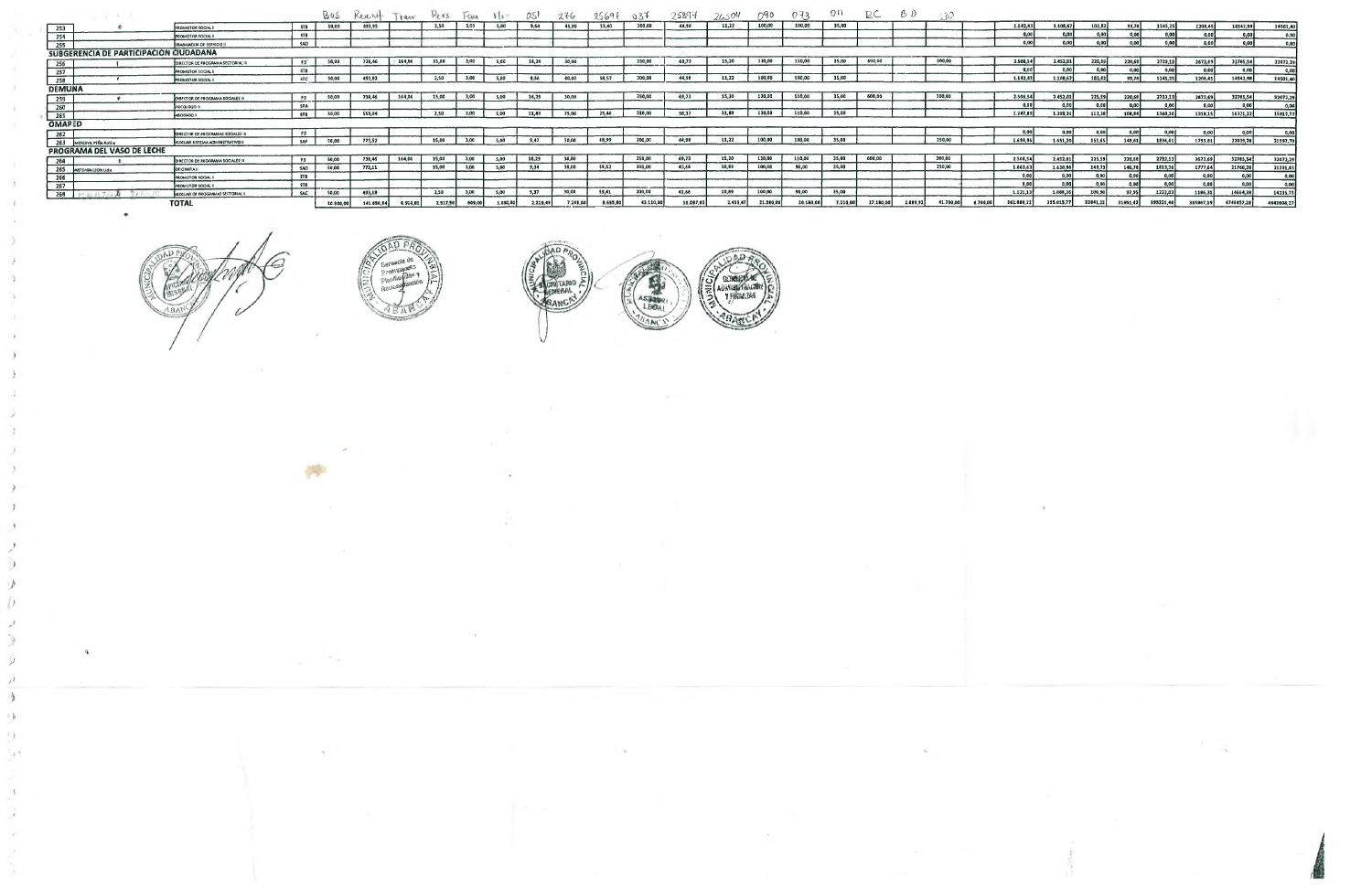| N° | Nombre | Cargo | Nivel | Bas | Reunif | Tran | Pers | Fun | Ho | 051 | 276 | 25697 | 037 | 25897 | 26504 | 090 | 073 | 011 | BC | BD | 130 | | | | | | | | | |
|---|---|---|---|---|---|---|---|---|---|---|---|---|---|---|---|---|---|---|---|---|---|---|---|---|---|---|---|---|---|---|
| 253 | 0 | PROMOTOR SOCIAL I | STB | 50,00 | 493,95 | | 2,50 | 3,00 | 5,00 | 9,60 | 45,00 | 13,40 | 200,00 | 44,98 | 11,22 | 100,00 | 100,00 | 35,00 | | | | | 1.142,61 | 1.100,67 | 102,83 | 99,79 | 1245,35 | 1200,45 | 14942,99 | 14501,40 |
| 254 | | PROMOTOR SOCIAL I | STB | | | | | | | | | | | | | | | | | | | | 0,00 | 0,00 | 0,00 | 0,00 | 0,00 | 0,00 | 0,00 | 0,00 |
| 255 | | TRABAJADOR DE SERVICIO II | SAD | | | | | | | | | | | | | | | | | | | | 0,00 | 0,00 | 0,00 | 0,00 | 0,00 | 0,00 | 0,00 | 0,00 |
| **SUBGERENCIA DE PARTICIPACION CIUDADANA** | | | | | | | | | | | | | | | | | | | | | | | | | | | | | | |
| 256 | I | DIRECTOR DE PROGRAMA SECTORIAL II | F3 | 50,00 | 728,46 | 164,86 | 15,00 | 3,00 | 5,00 | 16,29 | 30,00 | | 250,00 | 69,73 | 15,20 | 120,00 | 110,00 | 35,00 | 600,00 | | 200,00 | | 2.506,54 | 2.452,01 | 225,59 | 220,68 | 2732,13 | 2672,69 | 32785,54 | 32072,29 |
| 257 | | PROMOTOR SOCIAL I | STB | | | | | | | | | | | | | | | | | | | | 0,00 | 0,00 | 0,00 | 0,00 | 0,00 | 0,00 | 0,00 | 0,00 |
| 258 | f | PROMOTOR SOCIAL I | STC | 50,00 | 493,82 | | 2,50 | 3,00 | 5,00 | 9,56 | 40,00 | 18,57 | 200,00 | 44,98 | 11,22 | 100,00 | 100,00 | 35,00 | | | | | 1.142,61 | 1.100,67 | 103,82 | 99,78 | 1245,35 | 1200,45 | 14941,98 | 14501,60 |
| **DEMUNA** | | | | | | | | | | | | | | | | | | | | | | | | | | | | | | |
| 259 | # | DIRECTOR DE PROGRAMA SOCIALES II | F3 | 50,00 | 728,46 | 164,86 | 15,00 | 3,00 | 5,00 | 16,29 | 30,00 | | 250,00 | 69,73 | 15,20 | 120,00 | 110,00 | 35,00 | 600,00 | | 200,00 | | 2.506,54 | 2.452,01 | 225,59 | 220,68 | 2732,13 | 2672,69 | 32785,54 | 32072,29 |
| 260 | | PSICOLOGO II | SPA | | | | | | | | | | | | | | | | | | | | 0,00 | 0,00 | 0,00 | 0,00 | 0,00 | 0,00 | 0,00 | 0,00 |
| 261 | | ABOGADO I | SPB | 50,00 | 558,04 | | 2,50 | 3,00 | 5,00 | 11,43 | 25,00 | 25,46 | 210,00 | 50,37 | 11,88 | 130,00 | 110,00 | 35,00 | | | | | 1.247,81 | 1.208,31 | 113,38 | 108,84 | 1360,20 | 1316,15 | 16321,22 | 15817,77 |
| **OMAPED** | | | | | | | | | | | | | | | | | | | | | | | | | | | | | | |
| 262 | | DIRECTOR DE PROGRAMAS SOCIALES II | F3 | | | | | | | | | | | | | | | | | | | | 0,00 | 0,00 | 0,00 | 0,00 | 0,00 | 0,00 | 0,00 | 0,00 |
| 263 | MENDIVIL PEÑA RUTH | AUXILIAR SISTEMA ADMINISTRATIVO II | SAF | 50,00 | 771,52 | | 15,00 | 3,00 | 5,00 | 9,43 | 30,00 | 48,99 | 200,00 | 44,88 | 11,22 | 100,00 | 100,00 | 35,00 | | | 250,00 | | 1.684,96 | 1.651,36 | 151,65 | 148,61 | 1836,61 | 1799,81 | 22039,28 | 21597,70 |
| **PROGRAMA DEL VASO DE LECHE** | | | | | | | | | | | | | | | | | | | | | | | | | | | | | | |
| 264 | S | DIRECTOR DE PROGRAMA SOCIALES II | F3 | 50,00 | 728,46 | 164,86 | 15,00 | 3,00 | 5,00 | 16,29 | 30,00 | | 250,00 | 69,73 | 15,20 | 120,00 | 110,00 | 35,00 | 600,00 | | 200,00 | | 2.506,54 | 2.452,01 | 225,59 | 220,68 | 2732,13 | 2672,69 | 32785,54 | 32072,29 |
| 265 | ARTEAGA LEON LIDIA | OFICINISTA I | SAD | 50,00 | 772,11 | | 15,00 | 3,00 | 5,00 | 9,34 | 30,00 | 19,52 | 200,00 | 43,66 | 10,89 | 100,00 | 90,00 | 35,00 | | | 250,00 | | 1.663,63 | 1.620,86 | 149,73 | 146,78 | 1813,36 | 1777,64 | 21760,28 | 21331,65 |
| 266 | | PROMOTOR SOCIAL I | STB | | | | | | | | | | | | | | | | | | | | 0,00 | 0,00 | 0,00 | 0,00 | 0,00 | 0,00 | 0,00 | 0,00 |
| 267 | | PROMOTOR SOCIAL I | STB | | | | | | | | | | | | | | | | | | | | 0,00 | 0,00 | 0,00 | 0,00 | 0,00 | 0,00 | 0,00 | 0,00 |
| 268 | | AUXILIAR DE PROGRAMAS SECTORIALES I | SAC | 50,00 | 493,18 | | 2,50 | 3,00 | 5,00 | 9,37 | 30,00 | 19,41 | 200,00 | 43,66 | 10,89 | 100,00 | 90,00 | 35,00 | | | | | 1.121,13 | 1.088,36 | 100,90 | 97,95 | 1222,03 | 1186,31 | 14664,36 | 14235,75 |
| | **TOTAL** | | | 10.300,00 | 141.686,84 | 6.914,81 | 2.517,50 | 609,00 | 1.030,00 | 2.318,49 | 7.243,60 | 8.695,80 | 43.110,00 | 11.097,81 | 2.453,47 | 21.300,00 | 20.183,00 | 7.210,00 | 17.180,00 | 1.689,92 | 41.750,00 | 4.746,00 | 302.889,32 | 295.013,77 | 32041,32 | 31091,43 | 395321,44 | 385067,59 | 4743857,28 | 4643804,37 |